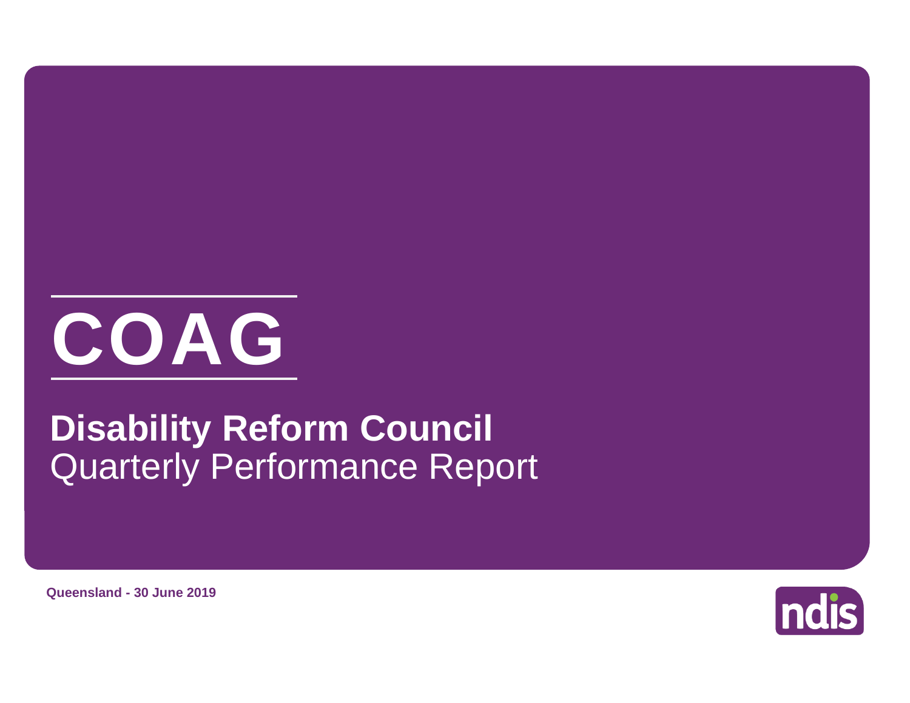# COAG

## Disability Reform Council

Quarterly Performance Report

**Queensland - 30 June 2019**

ndis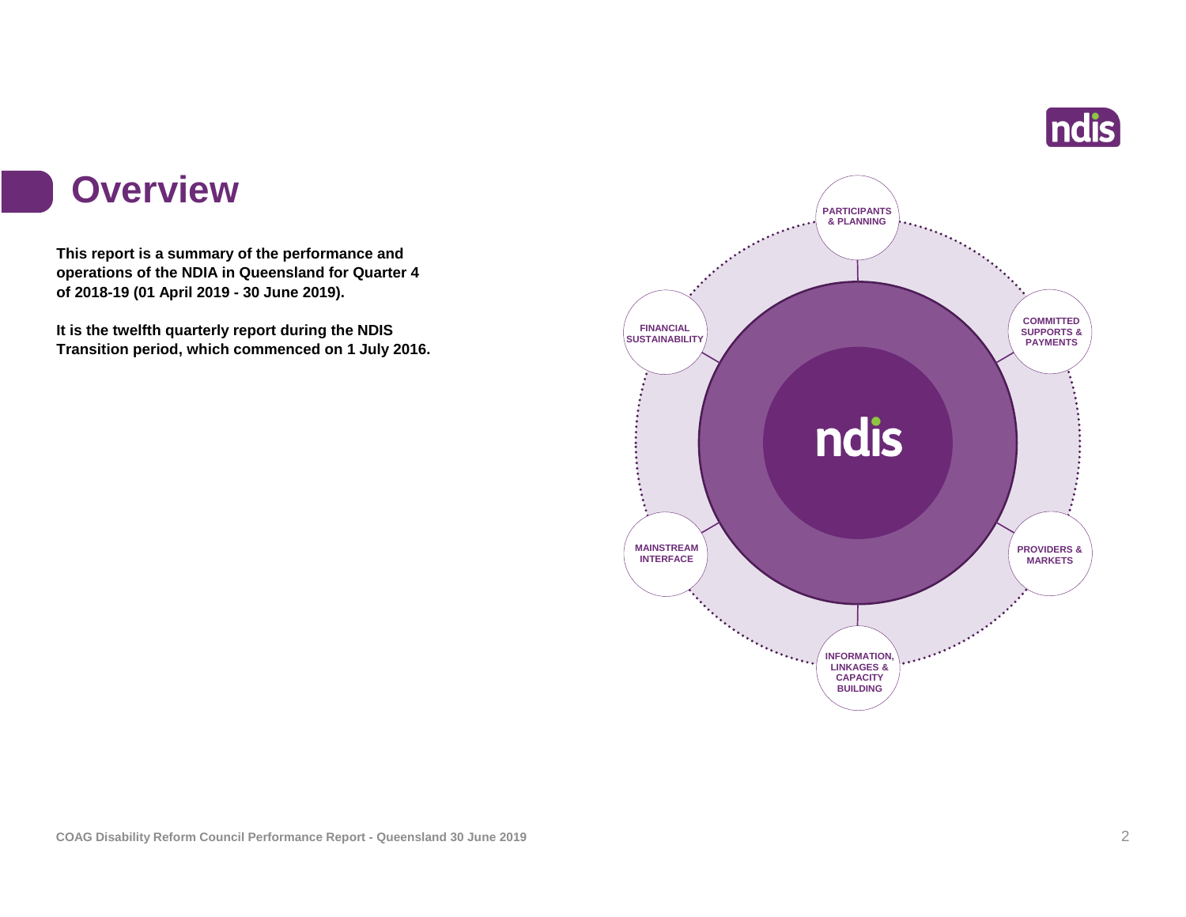# Overview

**This report is a summary of the performance and operations of the NDIA in Queensland for Quarter 4 of 2018-19 (01 April 2019 - 30 June 2019).**

**It is the twelfth quarterly report during the NDIS Transition period, which commenced on 1 July 2016.**

PARTICIPANTS & PLANNING

COMMITTED SUPPORTS & PAYMENTS

PROVIDERS & MARKETS

INFORMATION, LINKAGES & CAPACITY BUILDING

MAINSTREAM INTERFACE

FINANCIAL SUSTAINABILITY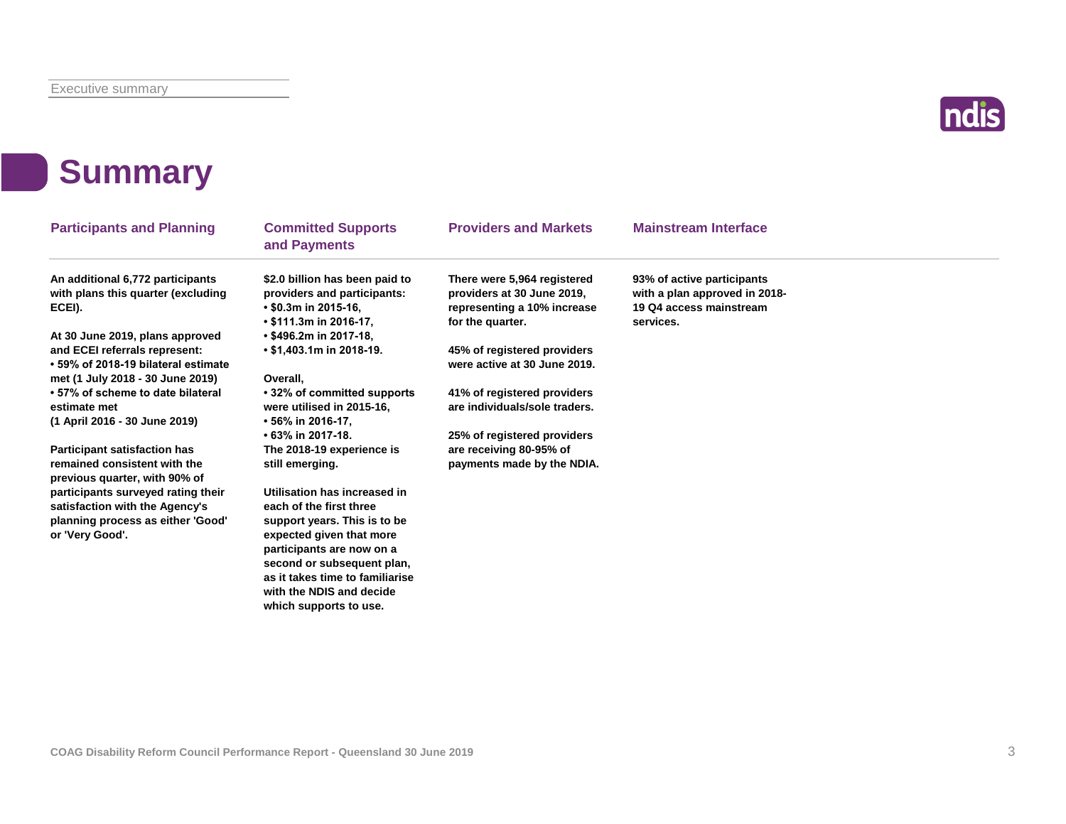# Summary

## Participants and Planning

**An additional 6,772 participants with plans this quarter (excluding ECEI).**

**At 30 June 2019, plans approved and ECEI referrals represent:**
- **59% of 2018-19 bilateral estimate met (1 July 2018 - 30 June 2019)**
- **57% of scheme to date bilateral estimate met (1 April 2016 - 30 June 2019)**

**Participant satisfaction has remained consistent with the previous quarter, with 90% of participants surveyed rating their satisfaction with the Agency's planning process as either 'Good' or 'Very Good'.**

## Committed Supports and Payments

**$2.0 billion has been paid to providers and participants:**
- **$0.3m in 2015-16,**
- **$111.3m in 2016-17,**
- **$496.2m in 2017-18,**
- **$1,403.1m in 2018-19.**

**Overall,**
- **32% of committed supports were utilised in 2015-16,**
- **56% in 2016-17,**
- **63% in 2017-18.**

**The 2018-19 experience is still emerging.**

**Utilisation has increased in each of the first three support years. This is to be expected given that more participants are now on a second or subsequent plan, as it takes time to familiarise with the NDIS and decide which supports to use.**

## Providers and Markets

**There were 5,964 registered providers at 30 June 2019, representing a 10% increase for the quarter.**

**45% of registered providers were active at 30 June 2019.**

**41% of registered providers are individuals/sole traders.**

**25% of registered providers are receiving 80-95% of payments made by the NDIA.**

## Mainstream Interface

**93% of active participants with a plan approved in 2018-19 Q4 access mainstream services.**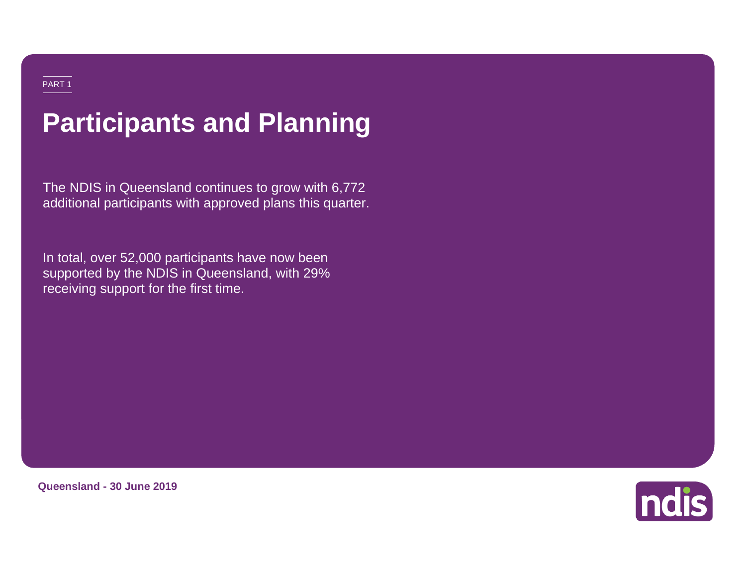PART 1

# Participants and Planning

The NDIS in Queensland continues to grow with 6,772 additional participants with approved plans this quarter.

In total, over 52,000 participants have now been supported by the NDIS in Queensland, with 29% receiving support for the first time.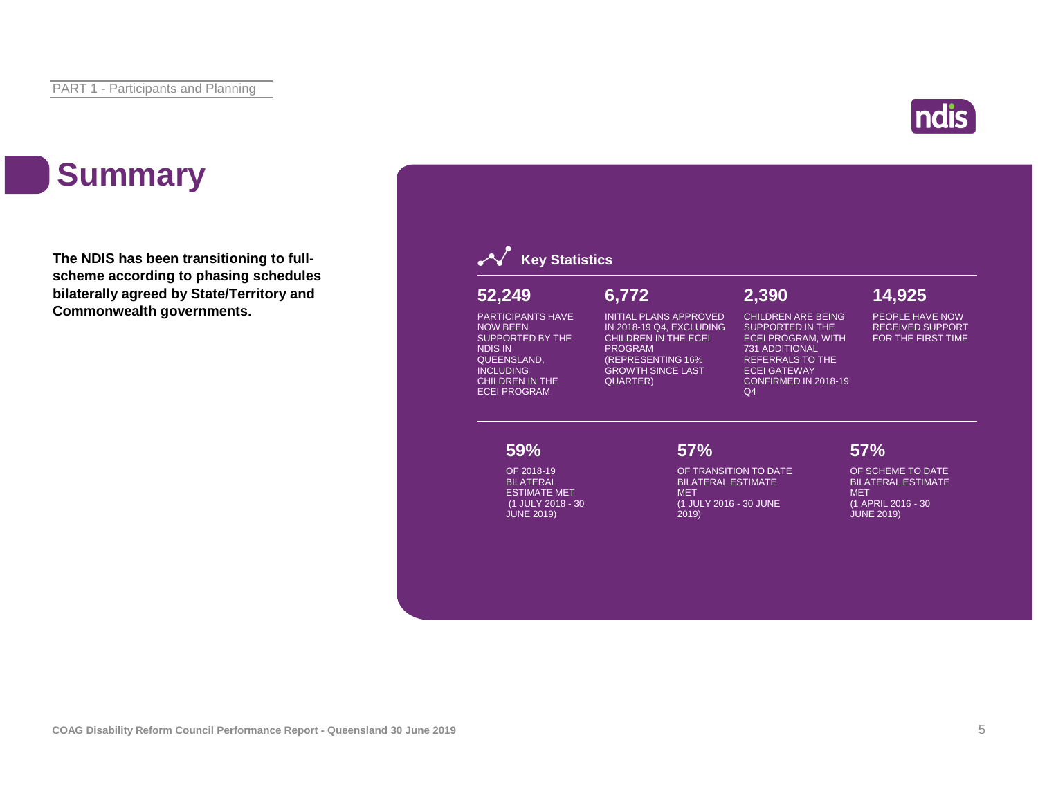# Summary

**The NDIS has been transitioning to full-scheme according to phasing schedules bilaterally agreed by State/Territory and Commonwealth governments.**

## Key Statistics

**52,249**

PARTICIPANTS HAVE NOW BEEN SUPPORTED BY THE NDIS IN QUEENSLAND, INCLUDING CHILDREN IN THE ECEI PROGRAM

**6,772**

INITIAL PLANS APPROVED IN 2018-19 Q4, EXCLUDING CHILDREN IN THE ECEI PROGRAM (REPRESENTING 16% GROWTH SINCE LAST QUARTER)

**2,390**

CHILDREN ARE BEING SUPPORTED IN THE ECEI PROGRAM, WITH 731 ADDITIONAL REFERRALS TO THE ECEI GATEWAY CONFIRMED IN 2018-19 Q4

**14,925**

PEOPLE HAVE NOW RECEIVED SUPPORT FOR THE FIRST TIME

**59%**

OF 2018-19 BILATERAL ESTIMATE MET (1 JULY 2018 - 30 JUNE 2019)

**57%**

OF TRANSITION TO DATE BILATERAL ESTIMATE MET (1 JULY 2016 - 30 JUNE 2019)

**57%**

OF SCHEME TO DATE BILATERAL ESTIMATE MET (1 APRIL 2016 - 30 JUNE 2019)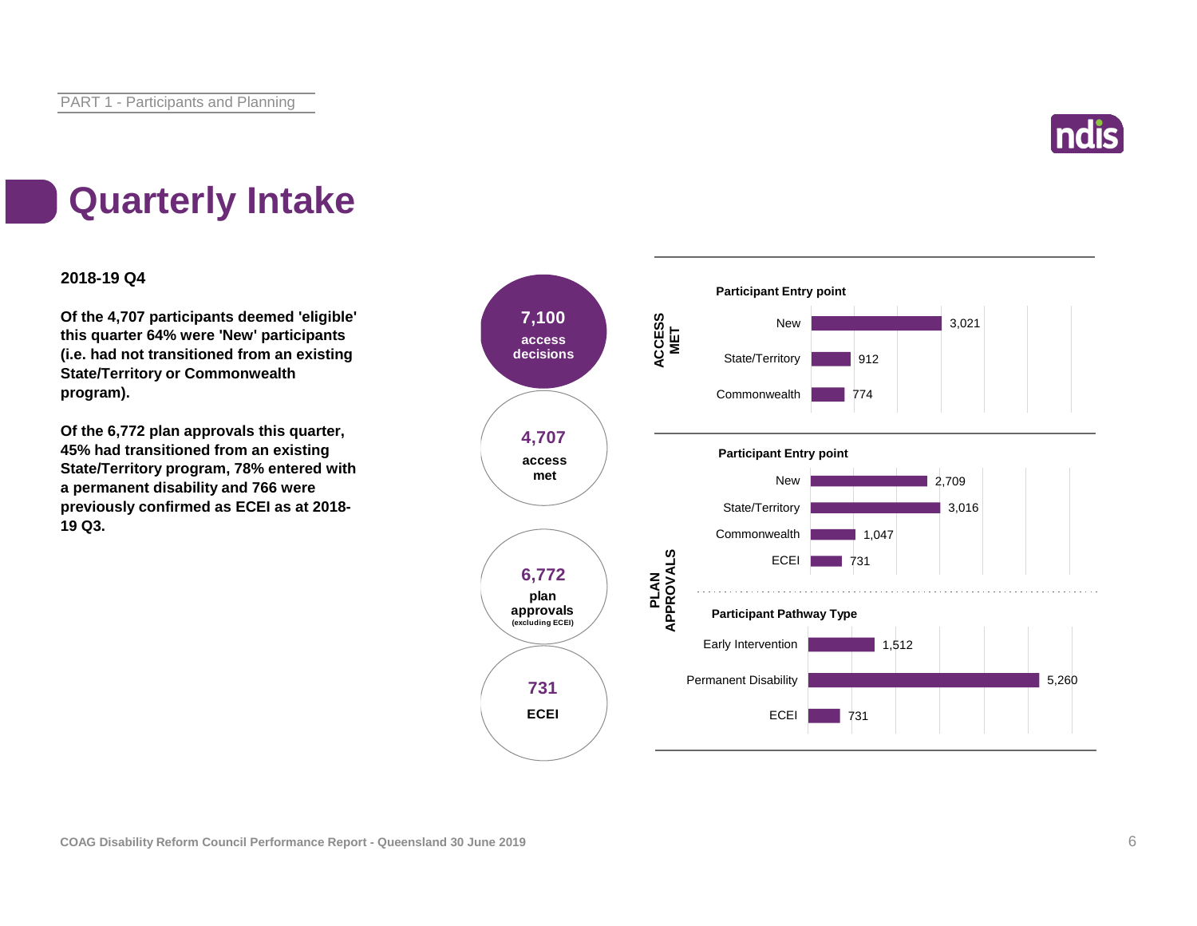# Quarterly Intake

**2018-19 Q4**

**Of the 4,707 participants deemed 'eligible' this quarter 64% were 'New' participants (i.e. had not transitioned from an existing State/Territory or Commonwealth program).**

**Of the 6,772 plan approvals this quarter, 45% had transitioned from an existing State/Territory program, 78% entered with a permanent disability and 766 were previously confirmed as ECEI as at 2018-19 Q3.**

**7,100** access decisions

**4,707** access met

**6,772** plan approvals (excluding ECEI)

**731** ECEI

**ACCESS MET**

| Participant Entry point | |
|---|---|
| New | 3,021 |
| State/Territory | 912 |
| Commonwealth | 774 |

**PLAN APPROVALS**

| Participant Entry point | |
|---|---|
| New | 2,709 |
| State/Territory | 3,016 |
| Commonwealth | 1,047 |
| ECEI | 731 |

| Participant Pathway Type | |
|---|---|
| Early Intervention | 1,512 |
| Permanent Disability | 5,260 |
| ECEI | 731 |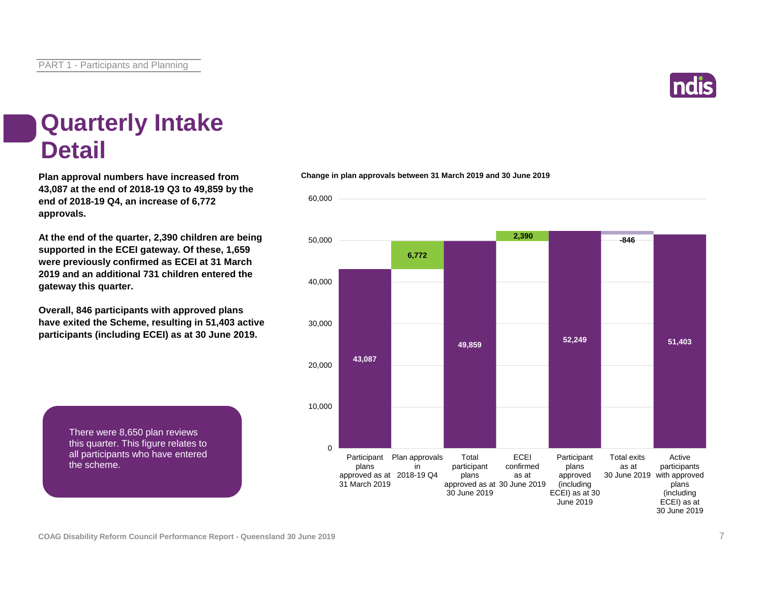# Quarterly Intake Detail

**Plan approval numbers have increased from 43,087 at the end of 2018-19 Q3 to 49,859 by the end of 2018-19 Q4, an increase of 6,772 approvals.**

**At the end of the quarter, 2,390 children are being supported in the ECEI gateway. Of these, 1,659 were previously confirmed as ECEI at 31 March 2019 and an additional 731 children entered the gateway this quarter.**

**Overall, 846 participants with approved plans have exited the Scheme, resulting in 51,403 active participants (including ECEI) as at 30 June 2019.**

There were 8,650 plan reviews this quarter. This figure relates to all participants who have entered the scheme.

**Change in plan approvals between 31 March 2019 and 30 June 2019**

| Category | Value |
| --- | --- |
| Participant plans approved as at 31 March 2019 | 43,087 |
| Plan approvals in 2018-19 Q4 | 6,772 |
| Total participant plans approved as at 30 June 2019 | 49,859 |
| ECEI confirmed as at 30 June 2019 | 2,390 |
| Participant plans approved (including ECEI) as at 30 June 2019 | 52,249 |
| Total exits as at 30 June 2019 | -846 |
| Active participants with approved plans (including ECEI) as at 30 June 2019 | 51,403 |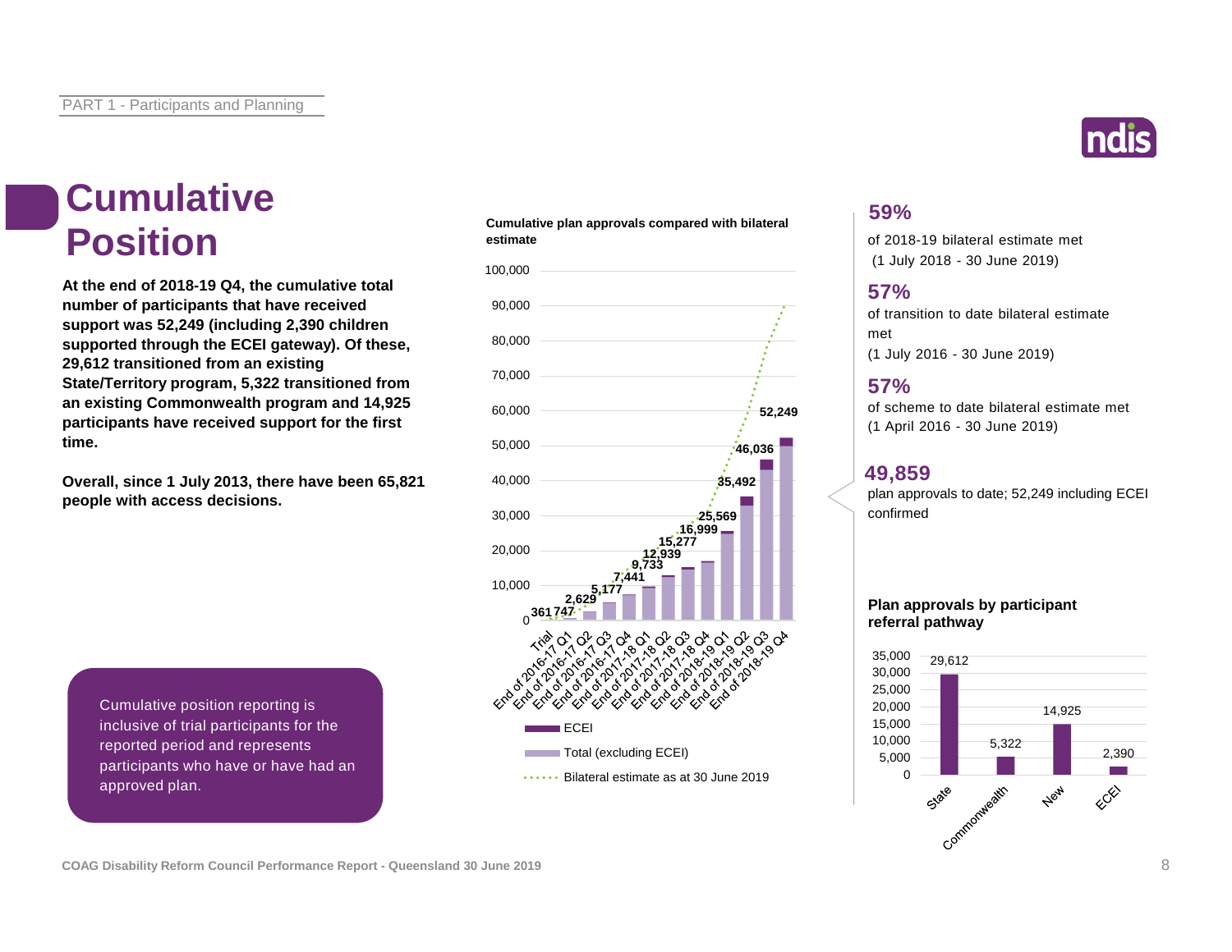# Cumulative Position

**At the end of 2018-19 Q4, the cumulative total number of participants that have received support was 52,249 (including 2,390 children supported through the ECEI gateway). Of these, 29,612 transitioned from an existing State/Territory program, 5,322 transitioned from an existing Commonwealth program and 14,925 participants have received support for the first time.**

**Overall, since 1 July 2013, there have been 65,821 people with access decisions.**

Cumulative position reporting is inclusive of trial participants for the reported period and represents participants who have or have had an approved plan.

**Cumulative plan approvals compared with bilateral estimate**

| Period | Cumulative plan approvals |
| --- | --- |
| Trial | 361 |
| End of 2016-17 Q1 | 747 |
| End of 2016-17 Q2 | 2,629 |
| End of 2016-17 Q3 | 5,177 |
| End of 2016-17 Q4 | 7,441 |
| End of 2017-18 Q1 | 9,733 |
| End of 2017-18 Q2 | 12,939 |
| End of 2017-18 Q3 | 15,277 |
| End of 2017-18 Q4 | 16,999 |
| End of 2018-19 Q1 | 25,569 |
| End of 2018-19 Q2 | 35,492 |
| End of 2018-19 Q3 | 46,036 |
| End of 2018-19 Q4 | 52,249 |

Legend: ECEI; Total (excluding ECEI); Bilateral estimate as at 30 June 2019

**59%**
of 2018-19 bilateral estimate met
(1 July 2018 - 30 June 2019)

**57%**
of transition to date bilateral estimate met
(1 July 2016 - 30 June 2019)

**57%**
of scheme to date bilateral estimate met
(1 April 2016 - 30 June 2019)

**49,859**
plan approvals to date; 52,249 including ECEI confirmed

**Plan approvals by participant referral pathway**

| Pathway | Plan approvals |
| --- | --- |
| State | 29,612 |
| Commonwealth | 5,322 |
| New | 14,925 |
| ECEI | 2,390 |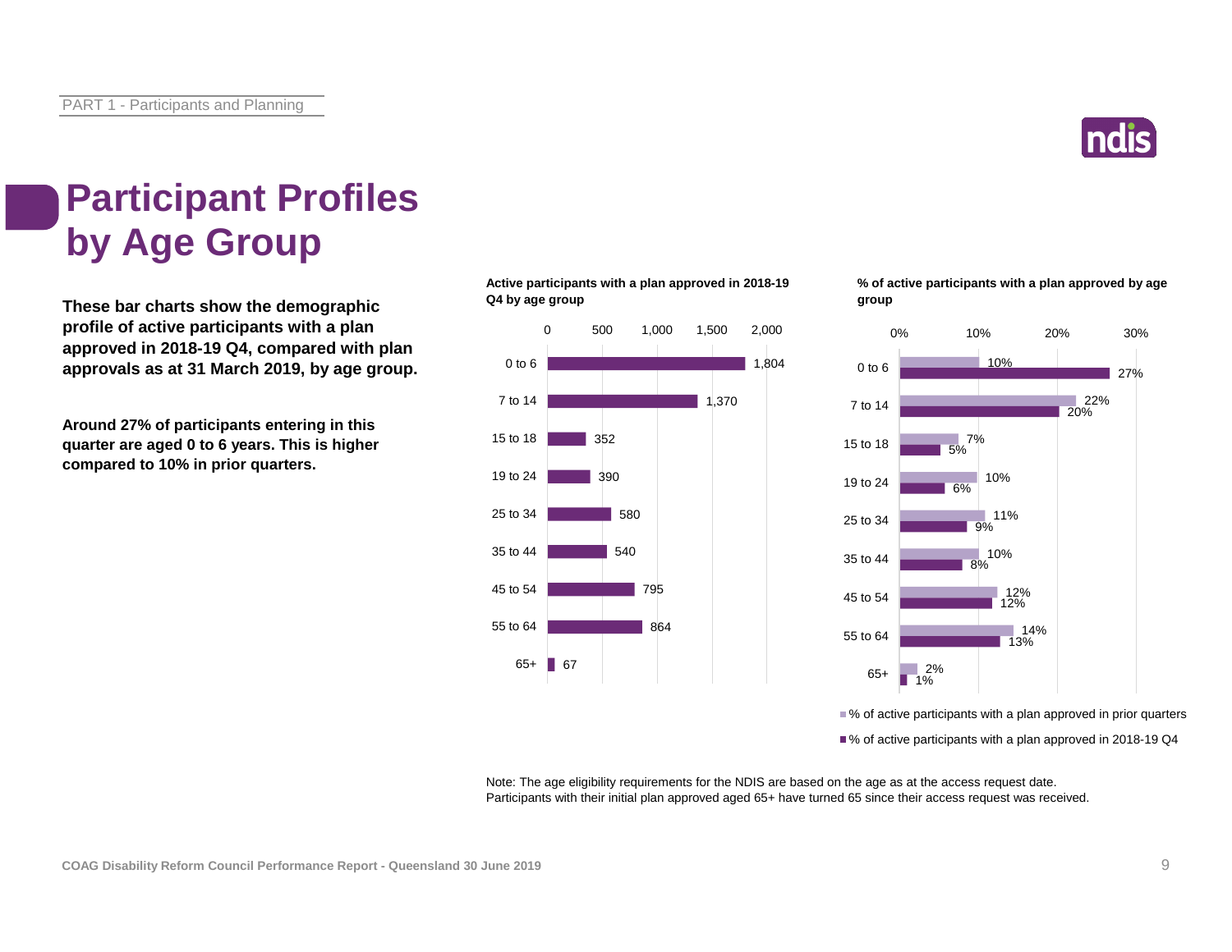# Participant Profiles by Age Group

**These bar charts show the demographic profile of active participants with a plan approved in 2018-19 Q4, compared with plan approvals as at 31 March 2019, by age group.**

**Around 27% of participants entering in this quarter are aged 0 to 6 years. This is higher compared to 10% in prior quarters.**

**Active participants with a plan approved in 2018-19 Q4 by age group**

| Age group | Active participants |
|---|---|
| 0 to 6 | 1,804 |
| 7 to 14 | 1,370 |
| 15 to 18 | 352 |
| 19 to 24 | 390 |
| 25 to 34 | 580 |
| 35 to 44 | 540 |
| 45 to 54 | 795 |
| 55 to 64 | 864 |
| 65+ | 67 |

**% of active participants with a plan approved by age group**

| Age group | % of active participants with a plan approved in prior quarters | % of active participants with a plan approved in 2018-19 Q4 |
|---|---|---|
| 0 to 6 | 10% | 27% |
| 7 to 14 | 22% | 20% |
| 15 to 18 | 7% | 5% |
| 19 to 24 | 10% | 6% |
| 25 to 34 | 11% | 9% |
| 35 to 44 | 10% | 8% |
| 45 to 54 | 12% | 12% |
| 55 to 64 | 14% | 13% |
| 65+ | 2% | 1% |

Note: The age eligibility requirements for the NDIS are based on the age as at the access request date. Participants with their initial plan approved aged 65+ have turned 65 since their access request was received.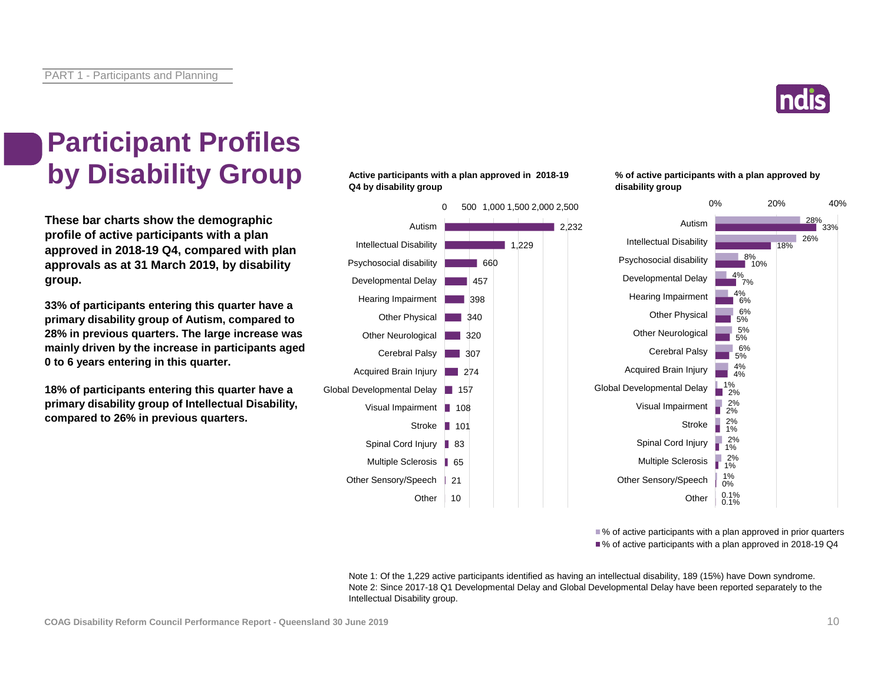# Participant Profiles by Disability Group

**These bar charts show the demographic profile of active participants with a plan approved in 2018-19 Q4, compared with plan approvals as at 31 March 2019, by disability group.**

**33% of participants entering this quarter have a primary disability group of Autism, compared to 28% in previous quarters. The large increase was mainly driven by the increase in participants aged 0 to 6 years entering in this quarter.**

**18% of participants entering this quarter have a primary disability group of Intellectual Disability, compared to 26% in previous quarters.**

**Active participants with a plan approved in 2018-19 Q4 by disability group**

| Disability group | Active participants |
|---|---|
| Autism | 2,232 |
| Intellectual Disability | 1,229 |
| Psychosocial disability | 660 |
| Developmental Delay | 457 |
| Hearing Impairment | 398 |
| Other Physical | 340 |
| Other Neurological | 320 |
| Cerebral Palsy | 307 |
| Acquired Brain Injury | 274 |
| Global Developmental Delay | 157 |
| Visual Impairment | 108 |
| Stroke | 101 |
| Spinal Cord Injury | 83 |
| Multiple Sclerosis | 65 |
| Other Sensory/Speech | 21 |
| Other | 10 |

**% of active participants with a plan approved by disability group**

| Disability group | % of active participants with a plan approved in prior quarters | % of active participants with a plan approved in 2018-19 Q4 |
|---|---|---|
| Autism | 28% | 33% |
| Intellectual Disability | 26% | 18% |
| Psychosocial disability | 8% | 10% |
| Developmental Delay | 4% | 7% |
| Hearing Impairment | 4% | 6% |
| Other Physical | 6% | 5% |
| Other Neurological | 5% | 5% |
| Cerebral Palsy | 6% | 5% |
| Acquired Brain Injury | 4% | 4% |
| Global Developmental Delay | 1% | 2% |
| Visual Impairment | 2% | 2% |
| Stroke | 2% | 1% |
| Spinal Cord Injury | 2% | 1% |
| Multiple Sclerosis | 2% | 1% |
| Other Sensory/Speech | 1% | 0% |
| Other | 0.1% | 0.1% |

Note 1: Of the 1,229 active participants identified as having an intellectual disability, 189 (15%) have Down syndrome.
Note 2: Since 2017-18 Q1 Developmental Delay and Global Developmental Delay have been reported separately to the Intellectual Disability group.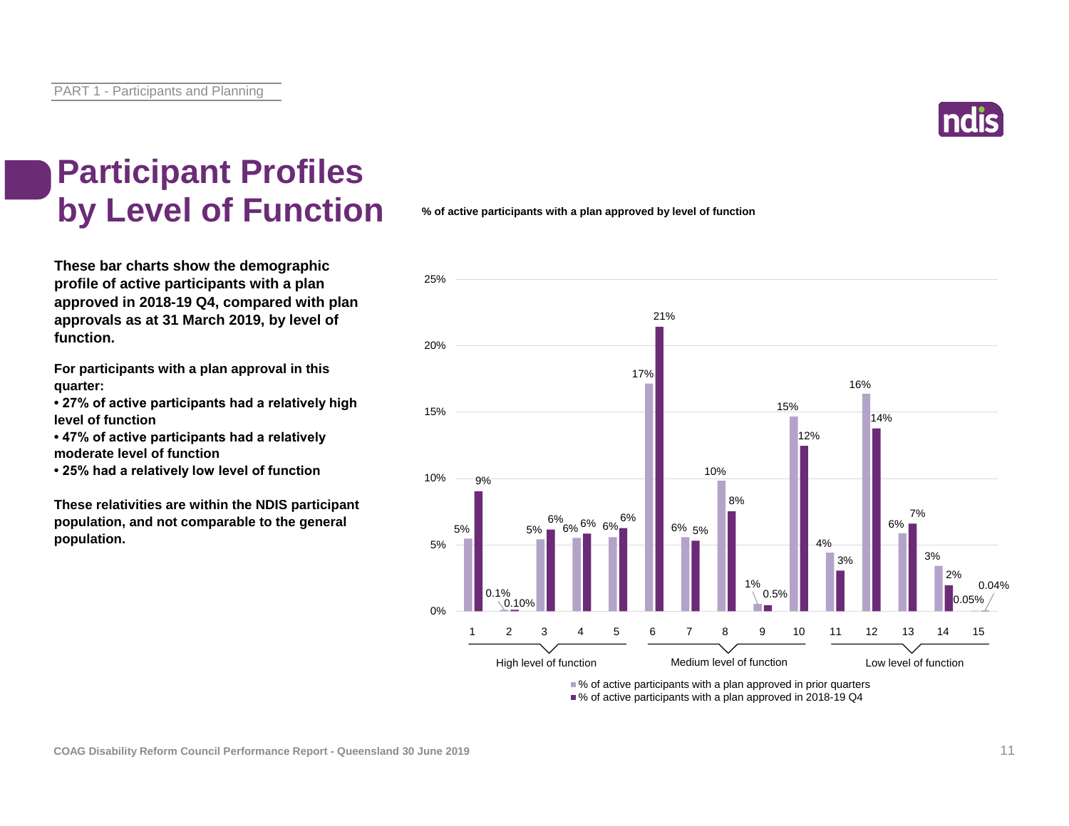# Participant Profiles by Level of Function

**These bar charts show the demographic profile of active participants with a plan approved in 2018-19 Q4, compared with plan approvals as at 31 March 2019, by level of function.**

**For participants with a plan approval in this quarter:**
**• 27% of active participants had a relatively high level of function**
**• 47% of active participants had a relatively moderate level of function**
**• 25% had a relatively low level of function**

**These relativities are within the NDIS participant population, and not comparable to the general population.**

**% of active participants with a plan approved by level of function**

| Level of function | Group | % of active participants with a plan approved in prior quarters | % of active participants with a plan approved in 2018-19 Q4 |
|---|---|---|---|
| 1 | High level of function | 5% | 9% |
| 2 | High level of function | 0.1% | 0.10% |
| 3 | High level of function | 5% | 6% |
| 4 | High level of function | 6% | 6% |
| 5 | High level of function | 6% | 6% |
| 6 | Medium level of function | 17% | 21% |
| 7 | Medium level of function | 6% | 5% |
| 8 | Medium level of function | 10% | 8% |
| 9 | Medium level of function | 1% | 0.5% |
| 10 | Medium level of function | 15% | 12% |
| 11 | Low level of function | 4% | 3% |
| 12 | Low level of function | 16% | 14% |
| 13 | Low level of function | 6% | 7% |
| 14 | Low level of function | 3% | 2% |
| 15 | Low level of function | 0.05% | 0.04% |

COAG Disability Reform Council Performance Report - Queensland 30 June 2019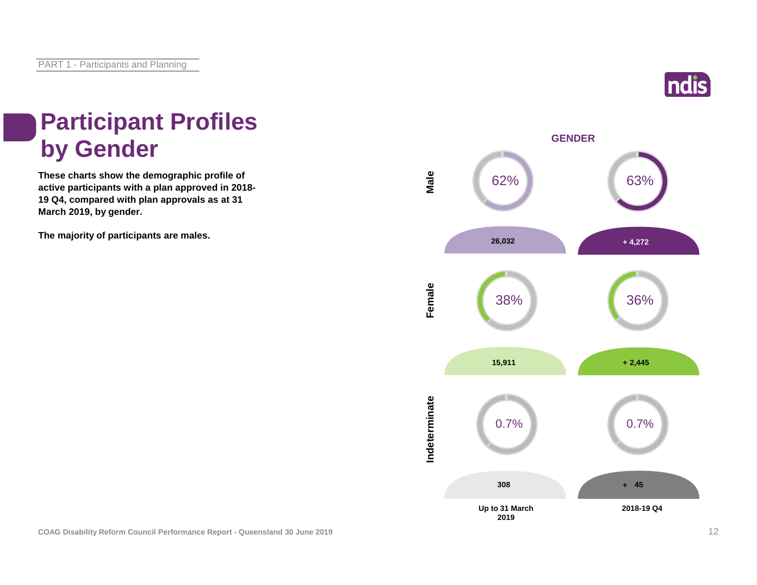# Participant Profiles by Gender

**These charts show the demographic profile of active participants with a plan approved in 2018-19 Q4, compared with plan approvals as at 31 March 2019, by gender.**

**The majority of participants are males.**

**GENDER**

| | Up to 31 March 2019 | | 2018-19 Q4 | |
|---|---|---|---|---|
| Male | 62% | 26,032 | 63% | + 4,272 |
| Female | 38% | 15,911 | 36% | + 2,445 |
| Indeterminate | 0.7% | 308 | 0.7% | + 45 |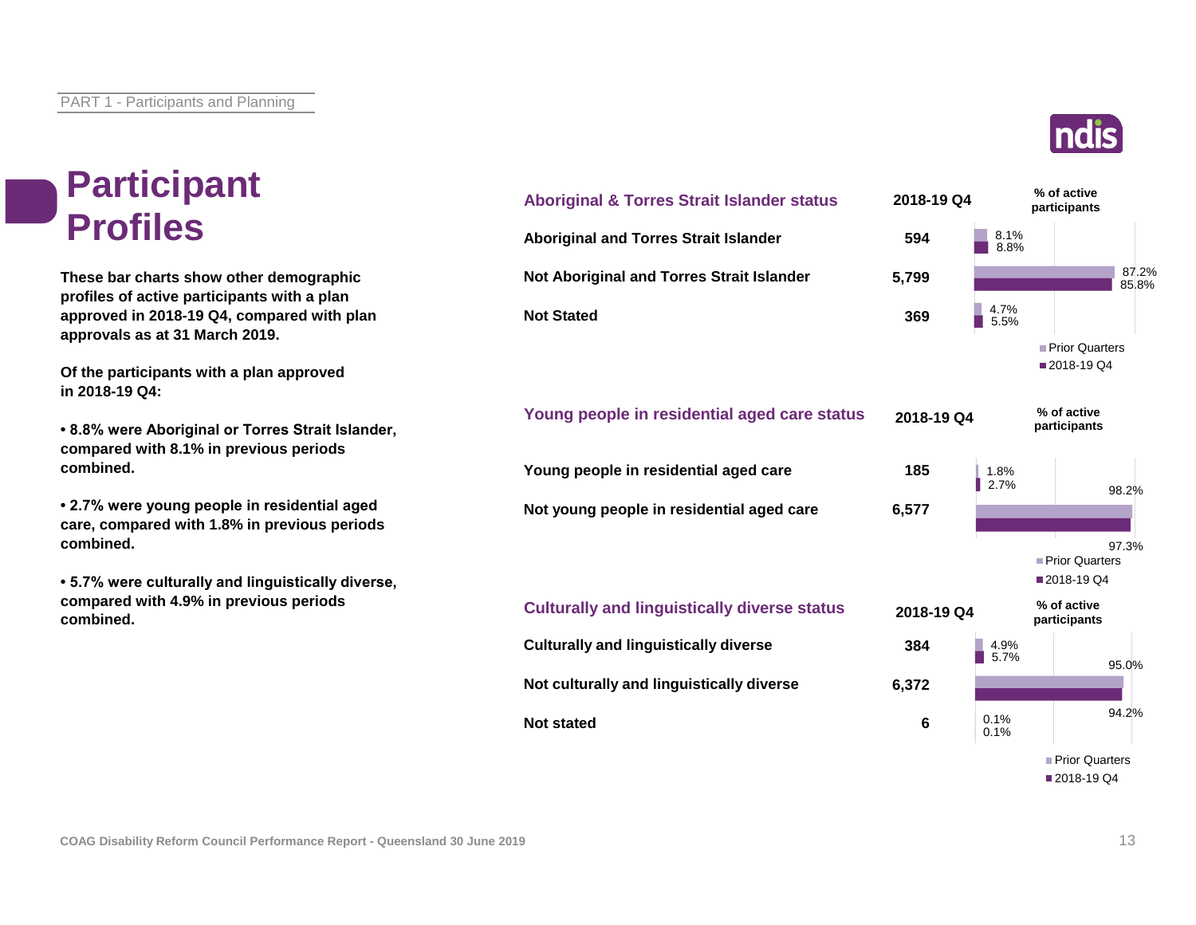# Participant Profiles

These bar charts show other demographic profiles of active participants with a plan approved in 2018-19 Q4, compared with plan approvals as at 31 March 2019.

Of the participants with a plan approved in 2018-19 Q4:

- 8.8% were Aboriginal or Torres Strait Islander, compared with 8.1% in previous periods combined.
- 2.7% were young people in residential aged care, compared with 1.8% in previous periods combined.
- 5.7% were culturally and linguistically diverse, compared with 4.9% in previous periods combined.

| Aboriginal & Torres Strait Islander status | 2018-19 Q4 | % of active participants: Prior Quarters | % of active participants: 2018-19 Q4 |
|---|---|---|---|
| Aboriginal and Torres Strait Islander | 594 | 8.1% | 8.8% |
| Not Aboriginal and Torres Strait Islander | 5,799 | 87.2% | 85.8% |
| Not Stated | 369 | 4.7% | 5.5% |

| Young people in residential aged care status | 2018-19 Q4 | % of active participants: Prior Quarters | % of active participants: 2018-19 Q4 |
|---|---|---|---|
| Young people in residential aged care | 185 | 1.8% | 2.7% |
| Not young people in residential aged care | 6,577 | 98.2% | 97.3% |

| Culturally and linguistically diverse status | 2018-19 Q4 | % of active participants: Prior Quarters | % of active participants: 2018-19 Q4 |
|---|---|---|---|
| Culturally and linguistically diverse | 384 | 4.9% | 5.7% |
| Not culturally and linguistically diverse | 6,372 | 95.0% | 94.2% |
| Not stated | 6 | 0.1% | 0.1% |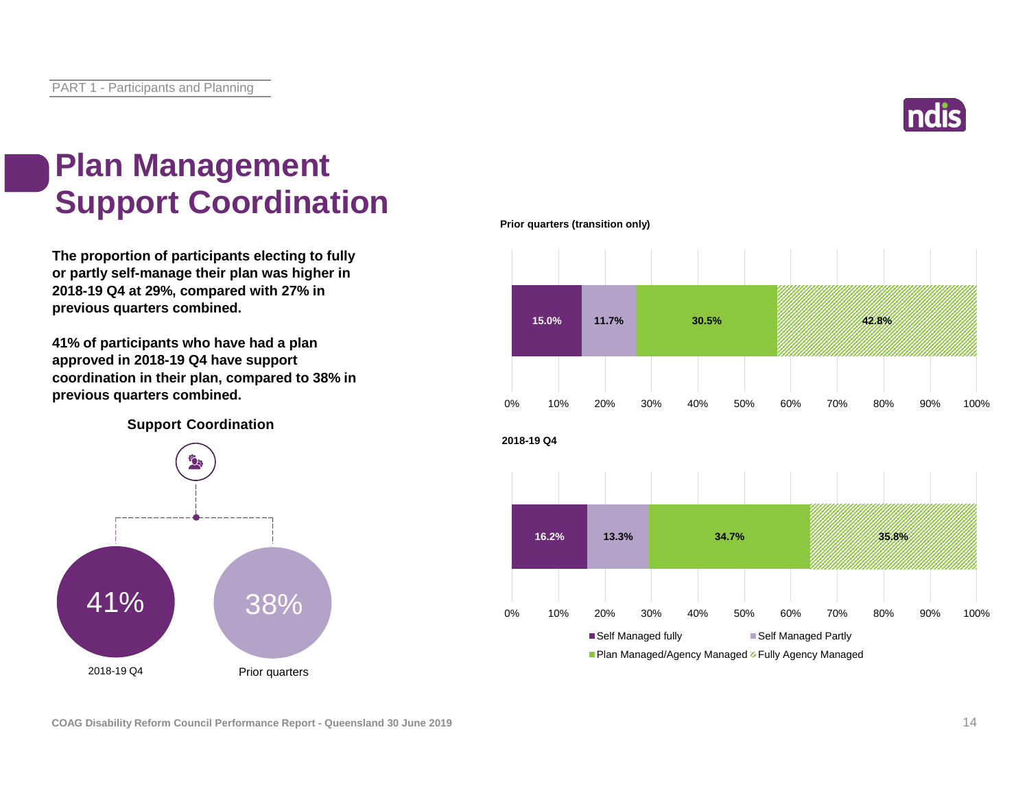# Plan Management Support Coordination

**The proportion of participants electing to fully or partly self-manage their plan was higher in 2018-19 Q4 at 29%, compared with 27% in previous quarters combined.**

**41% of participants who have had a plan approved in 2018-19 Q4 have support coordination in their plan, compared to 38% in previous quarters combined.**

**Support Coordination**

| 2018-19 Q4 | Prior quarters |
|---|---|
| 41% | 38% |

**Prior quarters (transition only)**

| Self Managed fully | Self Managed Partly | Plan Managed/Agency Managed | Fully Agency Managed |
|---|---|---|---|
| 15.0% | 11.7% | 30.5% | 42.8% |

**2018-19 Q4**

| Self Managed fully | Self Managed Partly | Plan Managed/Agency Managed | Fully Agency Managed |
|---|---|---|---|
| 16.2% | 13.3% | 34.7% | 35.8% |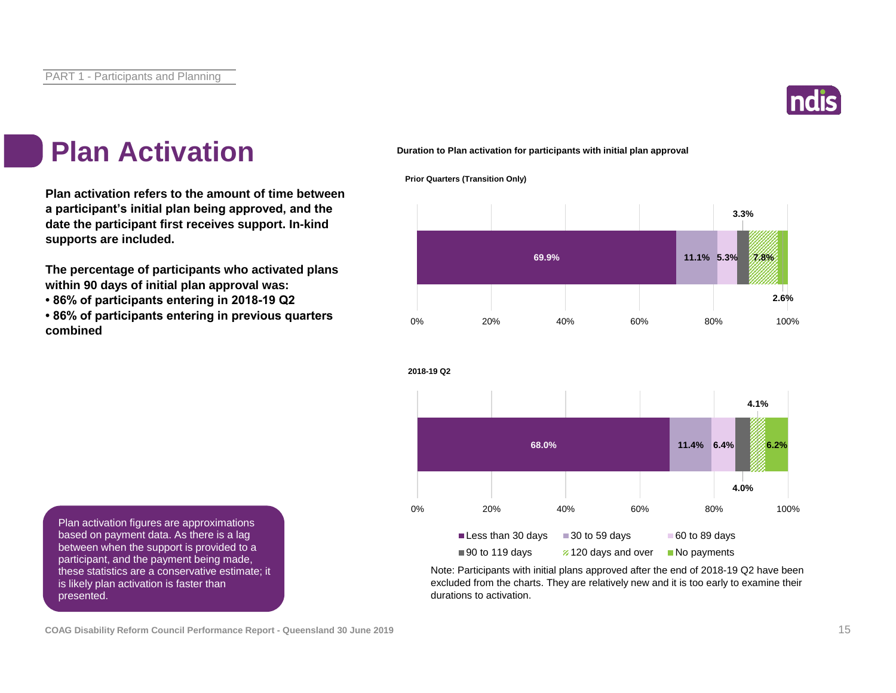# Plan Activation

**Plan activation refers to the amount of time between a participant's initial plan being approved, and the date the participant first receives support. In-kind supports are included.**

**The percentage of participants who activated plans within 90 days of initial plan approval was:**

- **86% of participants entering in 2018-19 Q2**
- **86% of participants entering in previous quarters combined**

Plan activation figures are approximations based on payment data. As there is a lag between when the support is provided to a participant, and the payment being made, these statistics are a conservative estimate; it is likely plan activation is faster than presented.

**Duration to Plan activation for participants with initial plan approval**

**Prior Quarters (Transition Only)**

| Less than 30 days | 30 to 59 days | 60 to 89 days | 90 to 119 days | 120 days and over | No payments |
|---|---|---|---|---|---|
| 69.9% | 11.1% | 5.3% | 3.3% | 7.8% | 2.6% |

**2018-19 Q2**

| Less than 30 days | 30 to 59 days | 60 to 89 days | 90 to 119 days | 120 days and over | No payments |
|---|---|---|---|---|---|
| 68.0% | 11.4% | 6.4% | 4.0% | 4.1% | 6.2% |

Note: Participants with initial plans approved after the end of 2018-19 Q2 have been excluded from the charts. They are relatively new and it is too early to examine their durations to activation.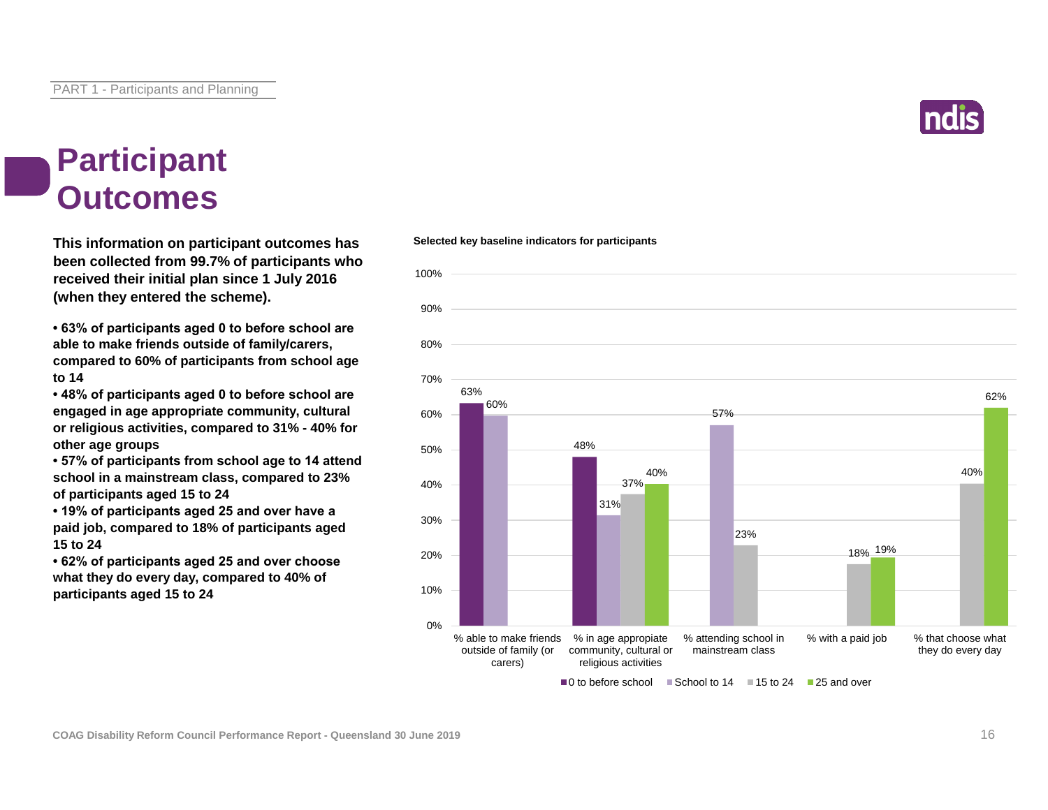# Participant Outcomes

**This information on participant outcomes has been collected from 99.7% of participants who received their initial plan since 1 July 2016 (when they entered the scheme).**

- **63% of participants aged 0 to before school are able to make friends outside of family/carers, compared to 60% of participants from school age to 14**
- **48% of participants aged 0 to before school are engaged in age appropriate community, cultural or religious activities, compared to 31% - 40% for other age groups**
- **57% of participants from school age to 14 attend school in a mainstream class, compared to 23% of participants aged 15 to 24**
- **19% of participants aged 25 and over have a paid job, compared to 18% of participants aged 15 to 24**
- **62% of participants aged 25 and over choose what they do every day, compared to 40% of participants aged 15 to 24**

**Selected key baseline indicators for participants**

| Indicator | 0 to before school | School to 14 | 15 to 24 | 25 and over |
|---|---|---|---|---|
| % able to make friends outside of family (or carers) | 63% | 60% | | |
| % in age appropriate community, cultural or religious activities | 48% | 31% | 37% | 40% |
| % attending school in mainstream class | | 57% | 23% | |
| % with a paid job | | | 18% | 19% |
| % that choose what they do every day | | | 40% | 62% |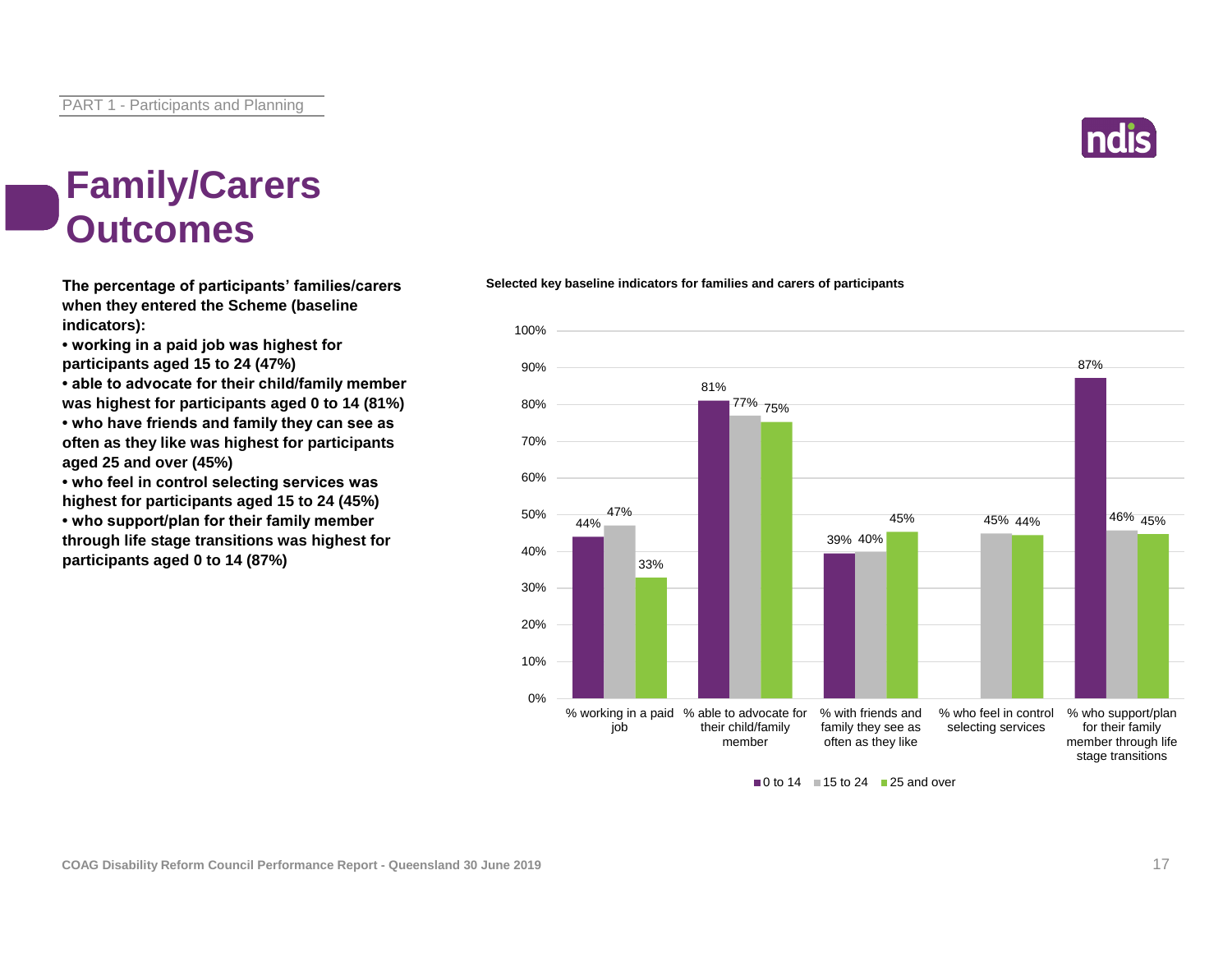# Family/Carers Outcomes

**The percentage of participants' families/carers when they entered the Scheme (baseline indicators):**

- **working in a paid job was highest for participants aged 15 to 24 (47%)**
- **able to advocate for their child/family member was highest for participants aged 0 to 14 (81%)**
- **who have friends and family they can see as often as they like was highest for participants aged 25 and over (45%)**
- **who feel in control selecting services was highest for participants aged 15 to 24 (45%)**
- **who support/plan for their family member through life stage transitions was highest for participants aged 0 to 14 (87%)**

**Selected key baseline indicators for families and carers of participants**

| Indicator | 0 to 14 | 15 to 24 | 25 and over |
|---|---|---|---|
| % working in a paid job | 44% | 47% | 33% |
| % able to advocate for their child/family member | 81% | 77% | 75% |
| % with friends and family they see as often as they like | 39% | 40% | 45% |
| % who feel in control selecting services | | 45% | 44% |
| % who support/plan for their family member through life stage transitions | 87% | 46% | 45% |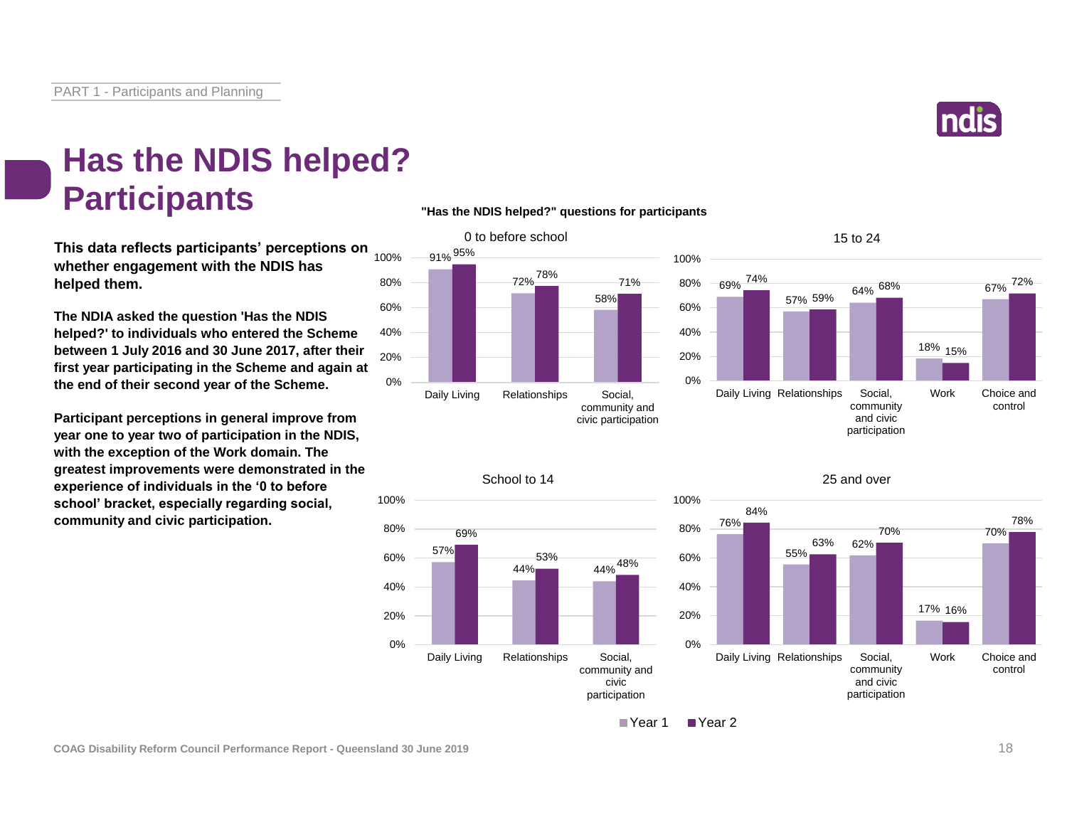# Has the NDIS helped? Participants

**This data reflects participants' perceptions on whether engagement with the NDIS has helped them.**

**The NDIA asked the question 'Has the NDIS helped?' to individuals who entered the Scheme between 1 July 2016 and 30 June 2017, after their first year participating in the Scheme and again at the end of their second year of the Scheme.**

**Participant perceptions in general improve from year one to year two of participation in the NDIS, with the exception of the Work domain. The greatest improvements were demonstrated in the experience of individuals in the '0 to before school' bracket, especially regarding social, community and civic participation.**

**"Has the NDIS helped?" questions for participants**

**0 to before school**

| Domain | Year 1 | Year 2 |
| --- | --- | --- |
| Daily Living | 91% | 95% |
| Relationships | 72% | 78% |
| Social, community and civic participation | 58% | 71% |

**15 to 24**

| Domain | Year 1 | Year 2 |
| --- | --- | --- |
| Daily Living | 69% | 74% |
| Relationships | 57% | 59% |
| Social, community and civic participation | 64% | 68% |
| Work | 18% | 15% |
| Choice and control | 67% | 72% |

**School to 14**

| Domain | Year 1 | Year 2 |
| --- | --- | --- |
| Daily Living | 57% | 69% |
| Relationships | 44% | 53% |
| Social, community and civic participation | 44% | 48% |

**25 and over**

| Domain | Year 1 | Year 2 |
| --- | --- | --- |
| Daily Living | 76% | 84% |
| Relationships | 55% | 63% |
| Social, community and civic participation | 62% | 70% |
| Work | 17% | 16% |
| Choice and control | 70% | 78% |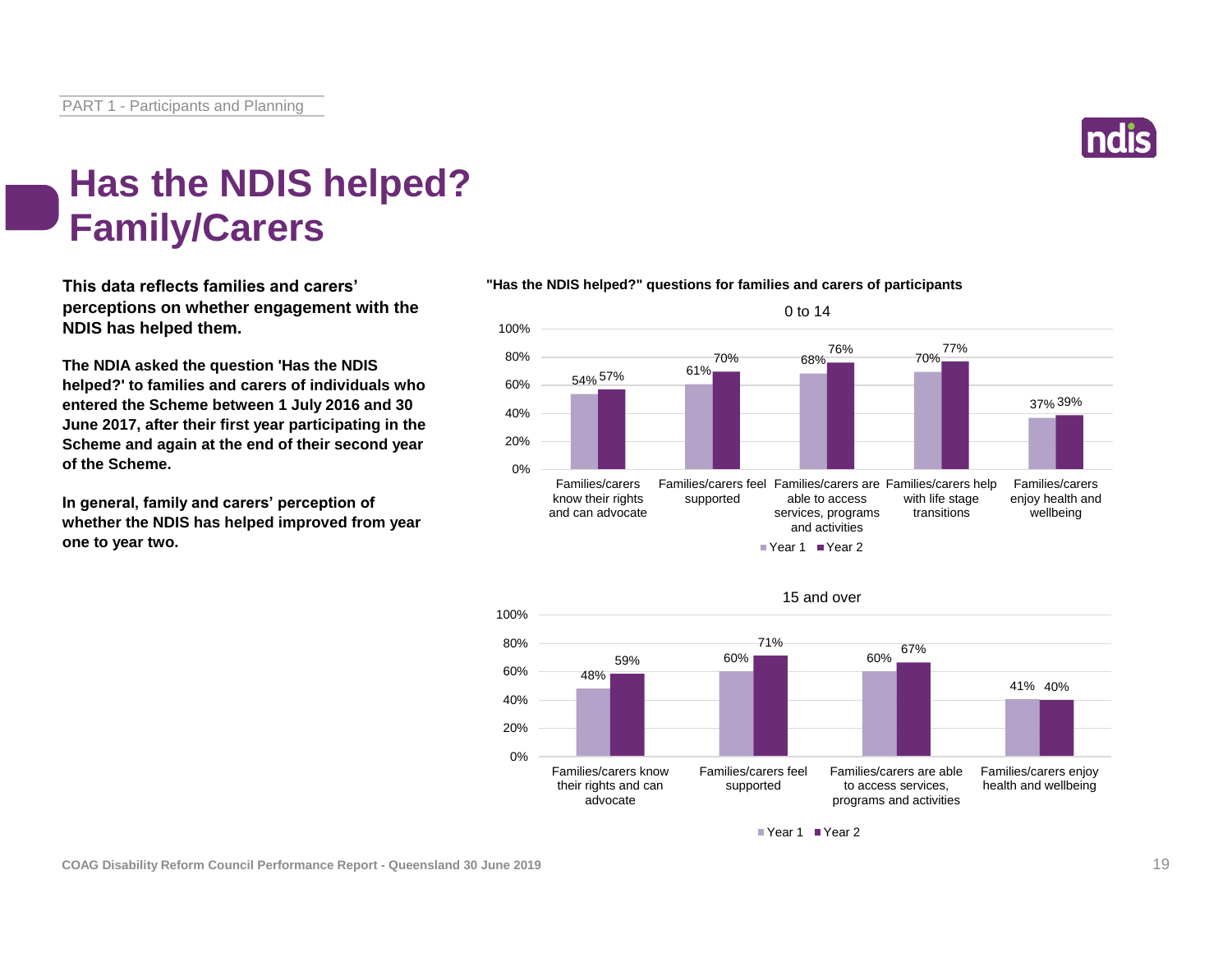# Has the NDIS helped? Family/Carers

**This data reflects families and carers' perceptions on whether engagement with the NDIS has helped them.**

**The NDIA asked the question 'Has the NDIS helped?' to families and carers of individuals who entered the Scheme between 1 July 2016 and 30 June 2017, after their first year participating in the Scheme and again at the end of their second year of the Scheme.**

**In general, family and carers' perception of whether the NDIS has helped improved from year one to year two.**

**"Has the NDIS helped?" questions for families and carers of participants**

0 to 14

| | Year 1 | Year 2 |
|---|---|---|
| Families/carers know their rights and can advocate | 54% | 57% |
| Families/carers feel supported | 61% | 70% |
| Families/carers are able to access services, programs and activities | 68% | 76% |
| Families/carers help with life stage transitions | 70% | 77% |
| Families/carers enjoy health and wellbeing | 37% | 39% |

15 and over

| | Year 1 | Year 2 |
|---|---|---|
| Families/carers know their rights and can advocate | 48% | 59% |
| Families/carers feel supported | 60% | 71% |
| Families/carers are able to access services, programs and activities | 60% | 67% |
| Families/carers enjoy health and wellbeing | 41% | 40% |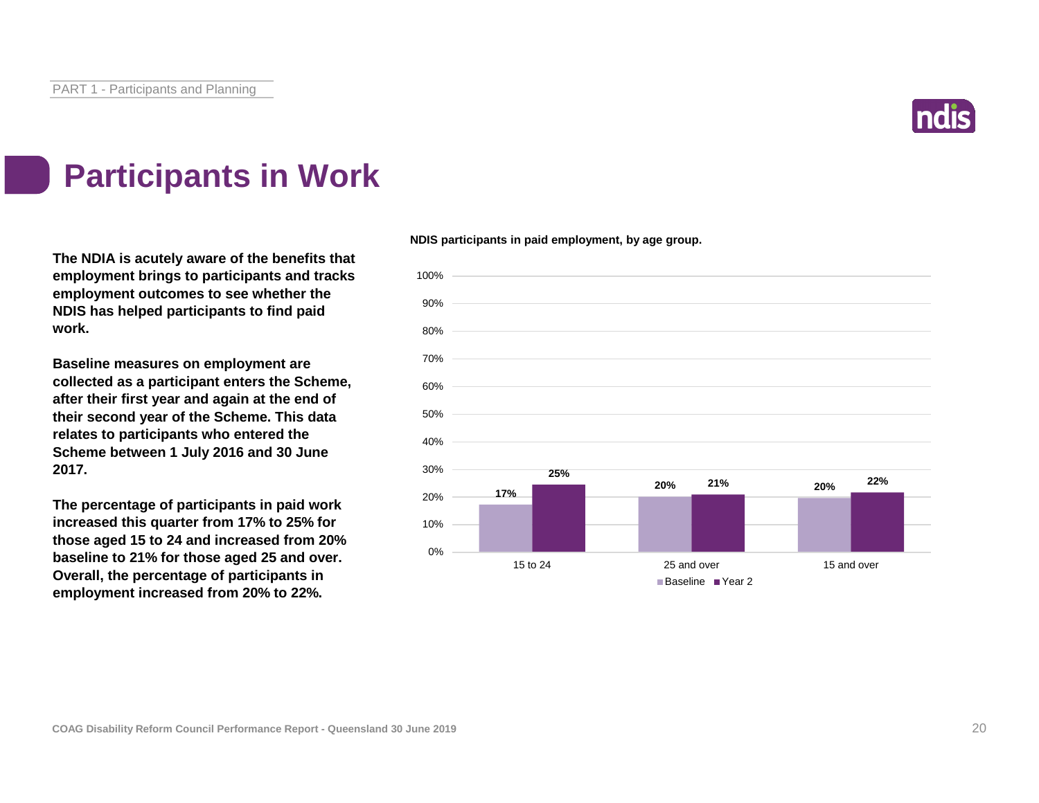# Participants in Work

**The NDIA is acutely aware of the benefits that employment brings to participants and tracks employment outcomes to see whether the NDIS has helped participants to find paid work.**

**Baseline measures on employment are collected as a participant enters the Scheme, after their first year and again at the end of their second year of the Scheme. This data relates to participants who entered the Scheme between 1 July 2016 and 30 June 2017.**

**The percentage of participants in paid work increased this quarter from 17% to 25% for those aged 15 to 24 and increased from 20% baseline to 21% for those aged 25 and over. Overall, the percentage of participants in employment increased from 20% to 22%.**

**NDIS participants in paid employment, by age group.**

| Age group | Baseline | Year 2 |
|---|---|---|
| 15 to 24 | 17% | 25% |
| 25 and over | 20% | 21% |
| 15 and over | 20% | 22% |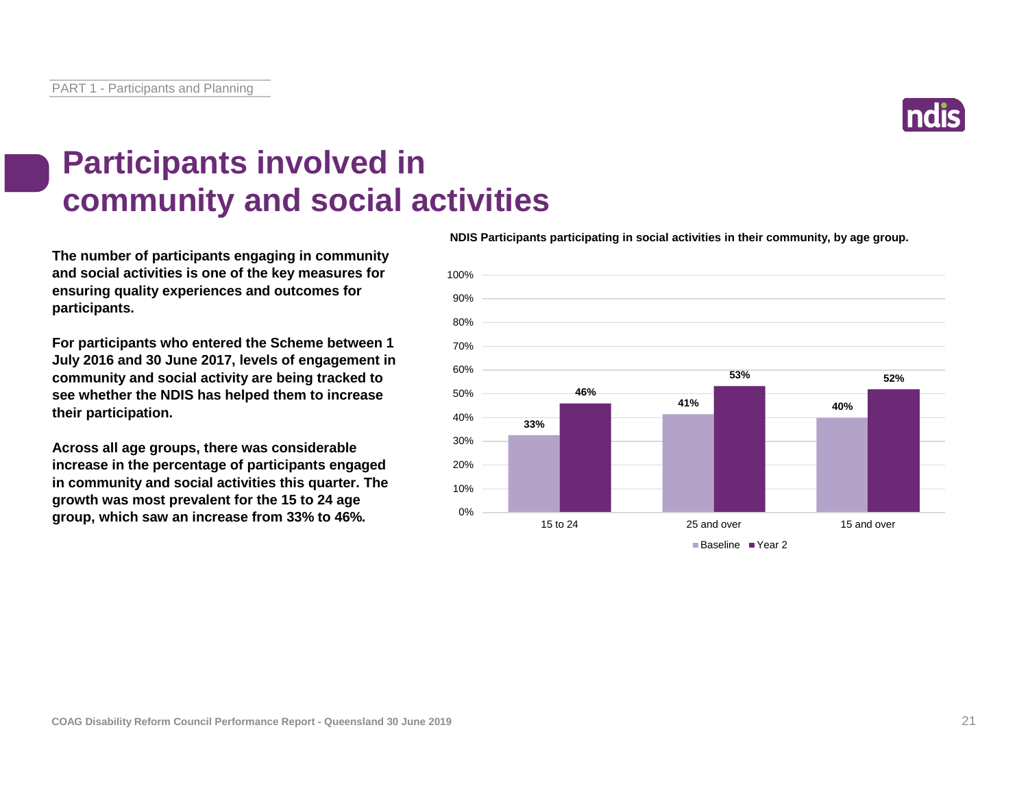# Participants involved in community and social activities

**The number of participants engaging in community and social activities is one of the key measures for ensuring quality experiences and outcomes for participants.**

**For participants who entered the Scheme between 1 July 2016 and 30 June 2017, levels of engagement in community and social activity are being tracked to see whether the NDIS has helped them to increase their participation.**

**Across all age groups, there was considerable increase in the percentage of participants engaged in community and social activities this quarter. The growth was most prevalent for the 15 to 24 age group, which saw an increase from 33% to 46%.**

**NDIS Participants participating in social activities in their community, by age group.**

| Age group | Baseline | Year 2 |
| --- | --- | --- |
| 15 to 24 | 33% | 46% |
| 25 and over | 41% | 53% |
| 15 and over | 40% | 52% |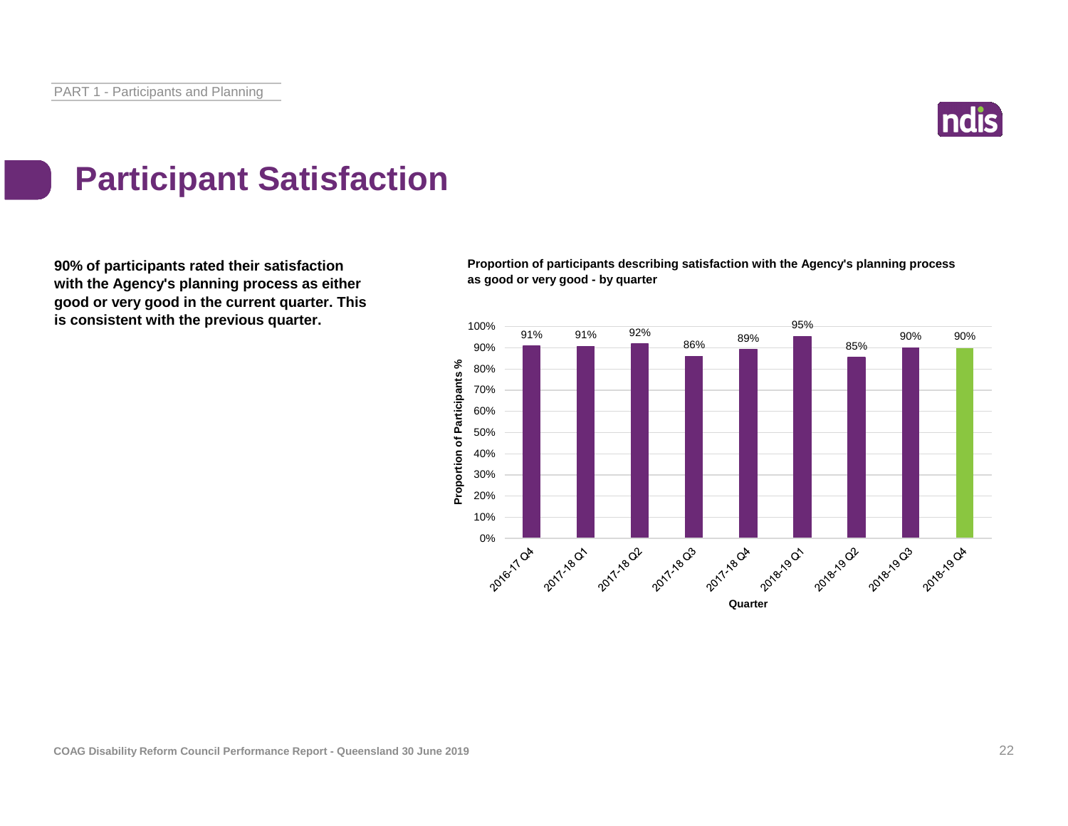# Participant Satisfaction

**90% of participants rated their satisfaction with the Agency's planning process as either good or very good in the current quarter. This is consistent with the previous quarter.**

**Proportion of participants describing satisfaction with the Agency's planning process as good or very good - by quarter**

| Quarter | Proportion of Participants % |
|---|---|
| 2016-17 Q4 | 91% |
| 2017-18 Q1 | 91% |
| 2017-18 Q2 | 92% |
| 2017-18 Q3 | 86% |
| 2017-18 Q4 | 89% |
| 2018-19 Q1 | 95% |
| 2018-19 Q2 | 85% |
| 2018-19 Q3 | 90% |
| 2018-19 Q4 | 90% |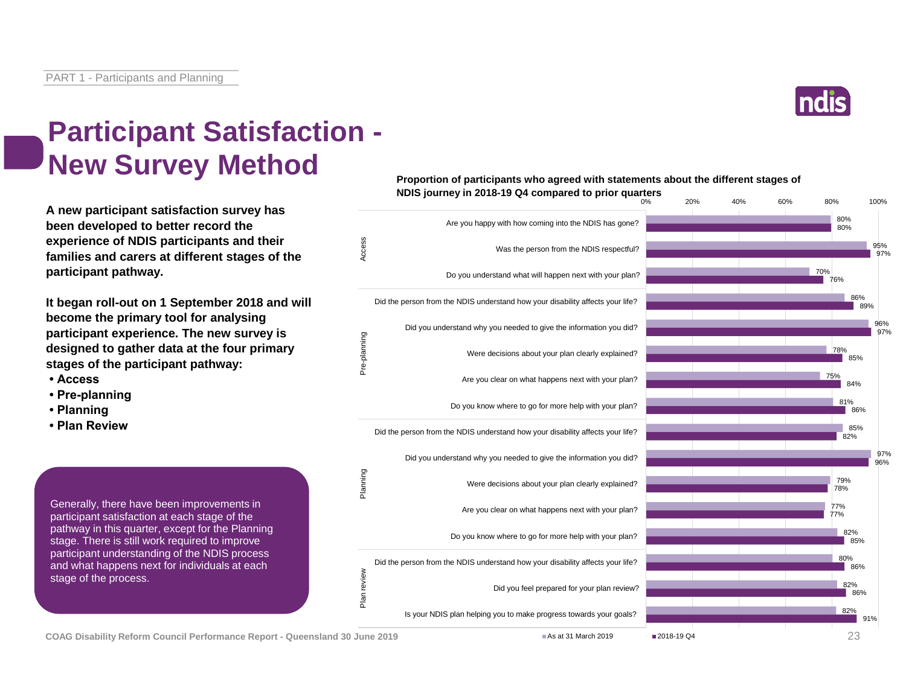PART 1 - Participants and Planning

# Participant Satisfaction - New Survey Method

**A new participant satisfaction survey has been developed to better record the experience of NDIS participants and their families and carers at different stages of the participant pathway.**

**It began roll-out on 1 September 2018 and will become the primary tool for analysing participant experience. The new survey is designed to gather data at the four primary stages of the participant pathway:**

- **Access**
- **Pre-planning**
- **Planning**
- **Plan Review**

Generally, there have been improvements in participant satisfaction at each stage of the pathway in this quarter, except for the Planning stage. There is still work required to improve participant understanding of the NDIS process and what happens next for individuals at each stage of the process.

**Proportion of participants who agreed with statements about the different stages of NDIS journey in 2018-19 Q4 compared to prior quarters**

| Stage | Question | As at 31 March 2019 | 2018-19 Q4 |
|---|---|---|---|
| Access | Are you happy with how coming into the NDIS has gone? | 80% | 80% |
| Access | Was the person from the NDIS respectful? | 95% | 97% |
| Access | Do you understand what will happen next with your plan? | 70% | 76% |
| Pre-planning | Did the person from the NDIS understand how your disability affects your life? | 86% | 89% |
| Pre-planning | Did you understand why you needed to give the information you did? | 96% | 97% |
| Pre-planning | Were decisions about your plan clearly explained? | 78% | 85% |
| Pre-planning | Are you clear on what happens next with your plan? | 75% | 84% |
| Pre-planning | Do you know where to go for more help with your plan? | 81% | 86% |
| Planning | Did the person from the NDIS understand how your disability affects your life? | 85% | 82% |
| Planning | Did you understand why you needed to give the information you did? | 97% | 96% |
| Planning | Were decisions about your plan clearly explained? | 79% | 78% |
| Planning | Are you clear on what happens next with your plan? | 77% | 77% |
| Planning | Do you know where to go for more help with your plan? | 82% | 85% |
| Plan review | Did the person from the NDIS understand how your disability affects your life? | 80% | 86% |
| Plan review | Did you feel prepared for your plan review? | 82% | 86% |
| Plan review | Is your NDIS plan helping you to make progress towards your goals? | 82% | 91% |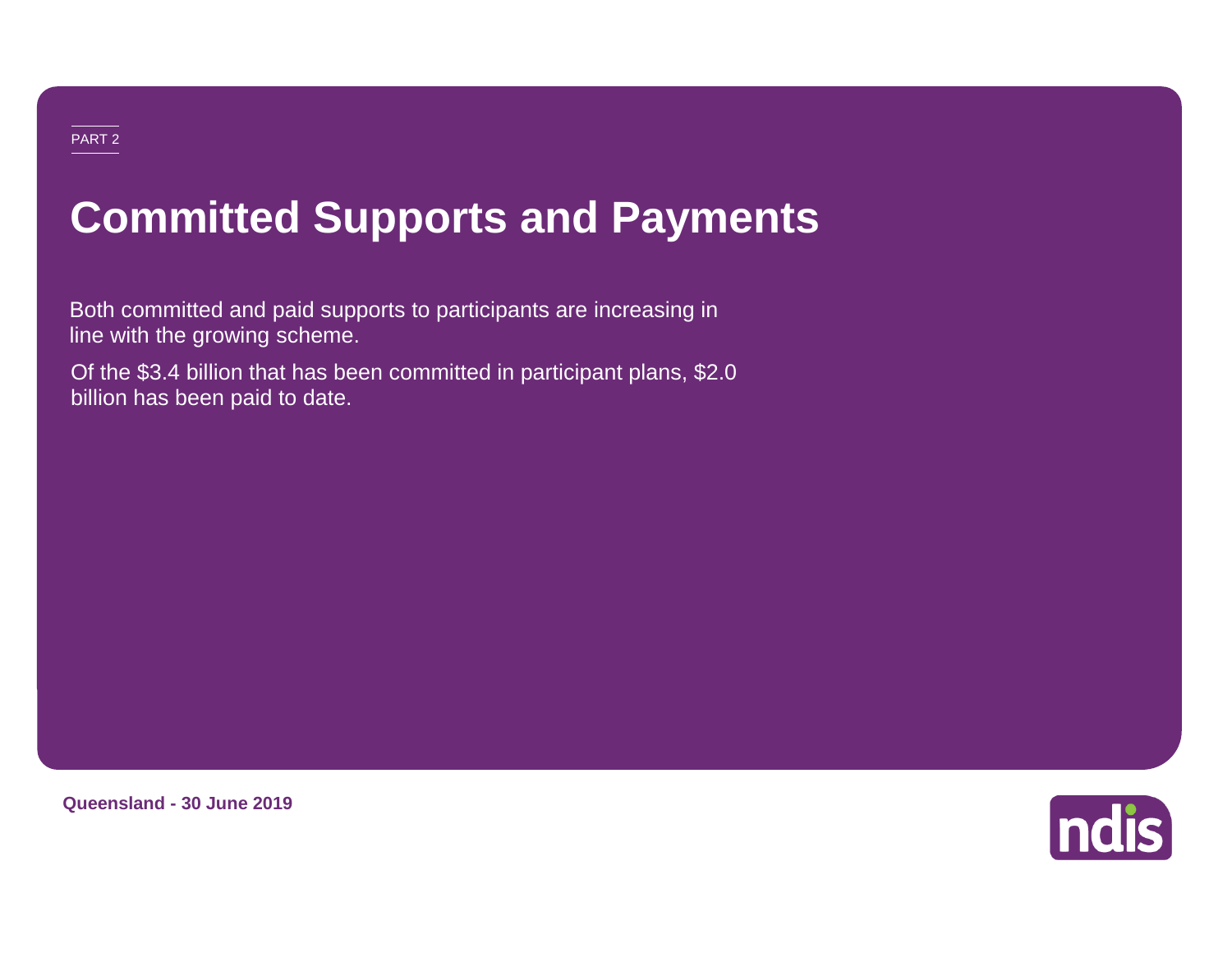PART 2

# Committed Supports and Payments

Both committed and paid supports to participants are increasing in line with the growing scheme.

Of the $3.4 billion that has been committed in participant plans, $2.0 billion has been paid to date.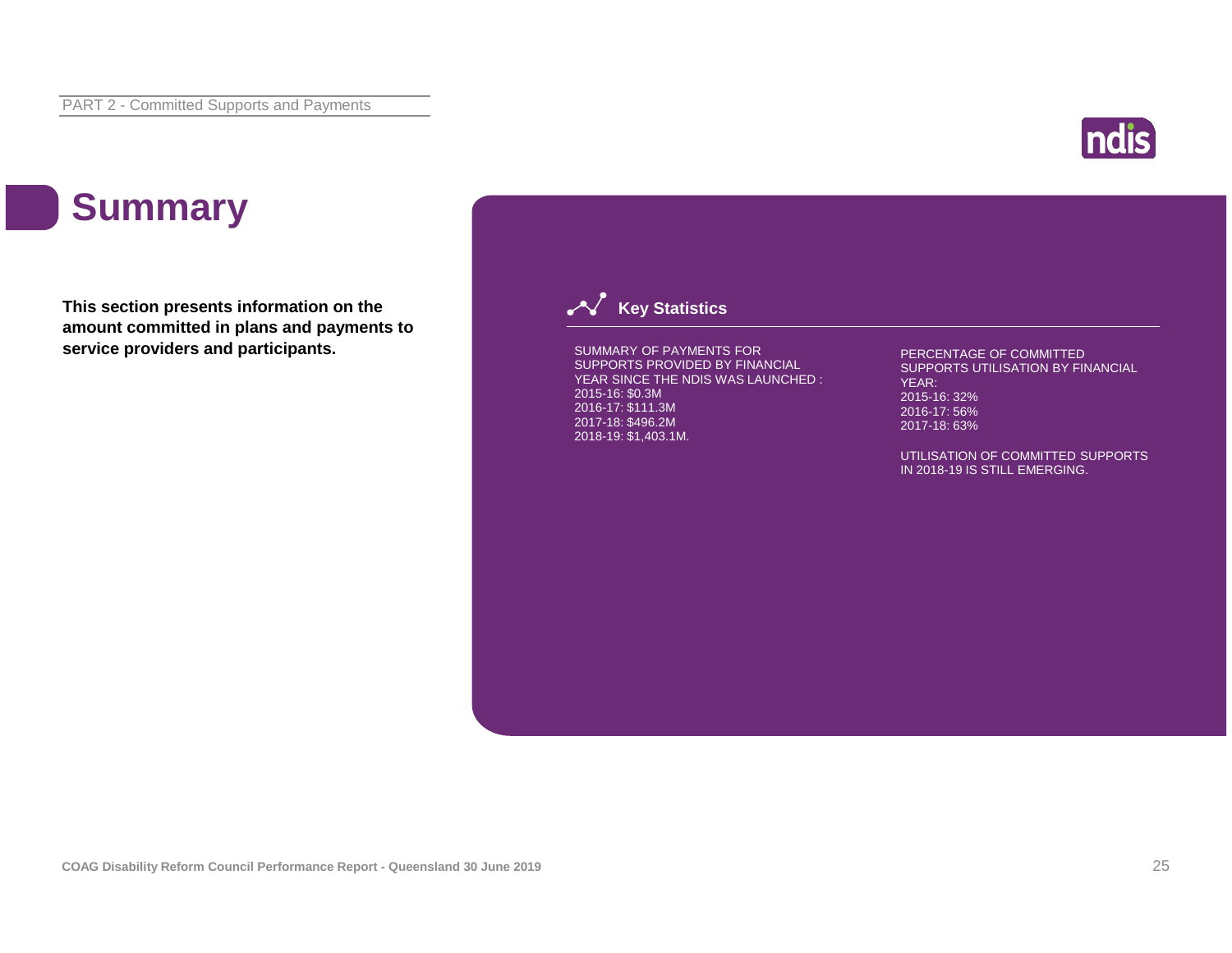# Summary

**This section presents information on the amount committed in plans and payments to service providers and participants.**

## Key Statistics

SUMMARY OF PAYMENTS FOR SUPPORTS PROVIDED BY FINANCIAL YEAR SINCE THE NDIS WAS LAUNCHED :
2015-16: $0.3M
2016-17: $111.3M
2017-18: $496.2M
2018-19: $1,403.1M.

PERCENTAGE OF COMMITTED SUPPORTS UTILISATION BY FINANCIAL YEAR:
2015-16: 32%
2016-17: 56%
2017-18: 63%

UTILISATION OF COMMITTED SUPPORTS IN 2018-19 IS STILL EMERGING.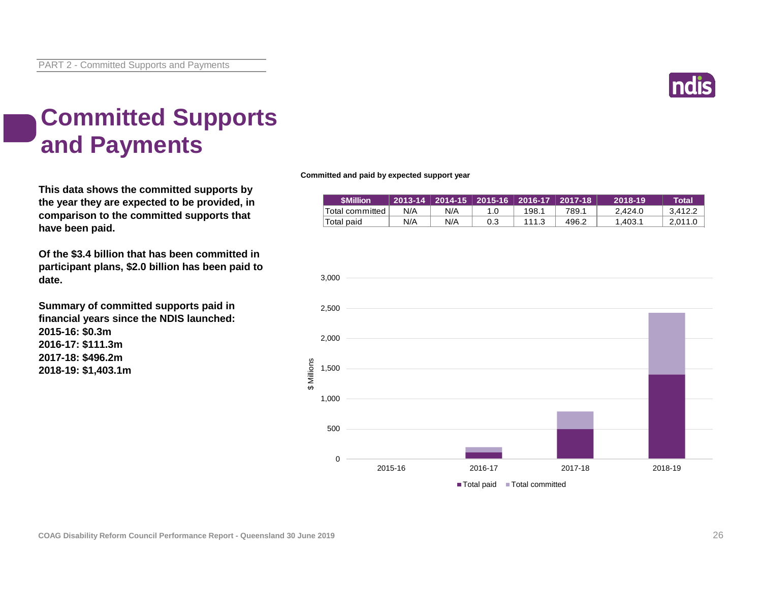# Committed Supports and Payments

**This data shows the committed supports by the year they are expected to be provided, in comparison to the committed supports that have been paid.**

**Of the $3.4 billion that has been committed in participant plans, $2.0 billion has been paid to date.**

**Summary of committed supports paid in financial years since the NDIS launched:**
**2015-16: $0.3m**
**2016-17: $111.3m**
**2017-18: $496.2m**
**2018-19: $1,403.1m**

**Committed and paid by expected support year**

| $Million | 2013-14 | 2014-15 | 2015-16 | 2016-17 | 2017-18 | 2018-19 | Total |
|---|---|---|---|---|---|---|---|
| Total committed | N/A | N/A | 1.0 | 198.1 | 789.1 | 2,424.0 | 3,412.2 |
| Total paid | N/A | N/A | 0.3 | 111.3 | 496.2 | 1,403.1 | 2,011.0 |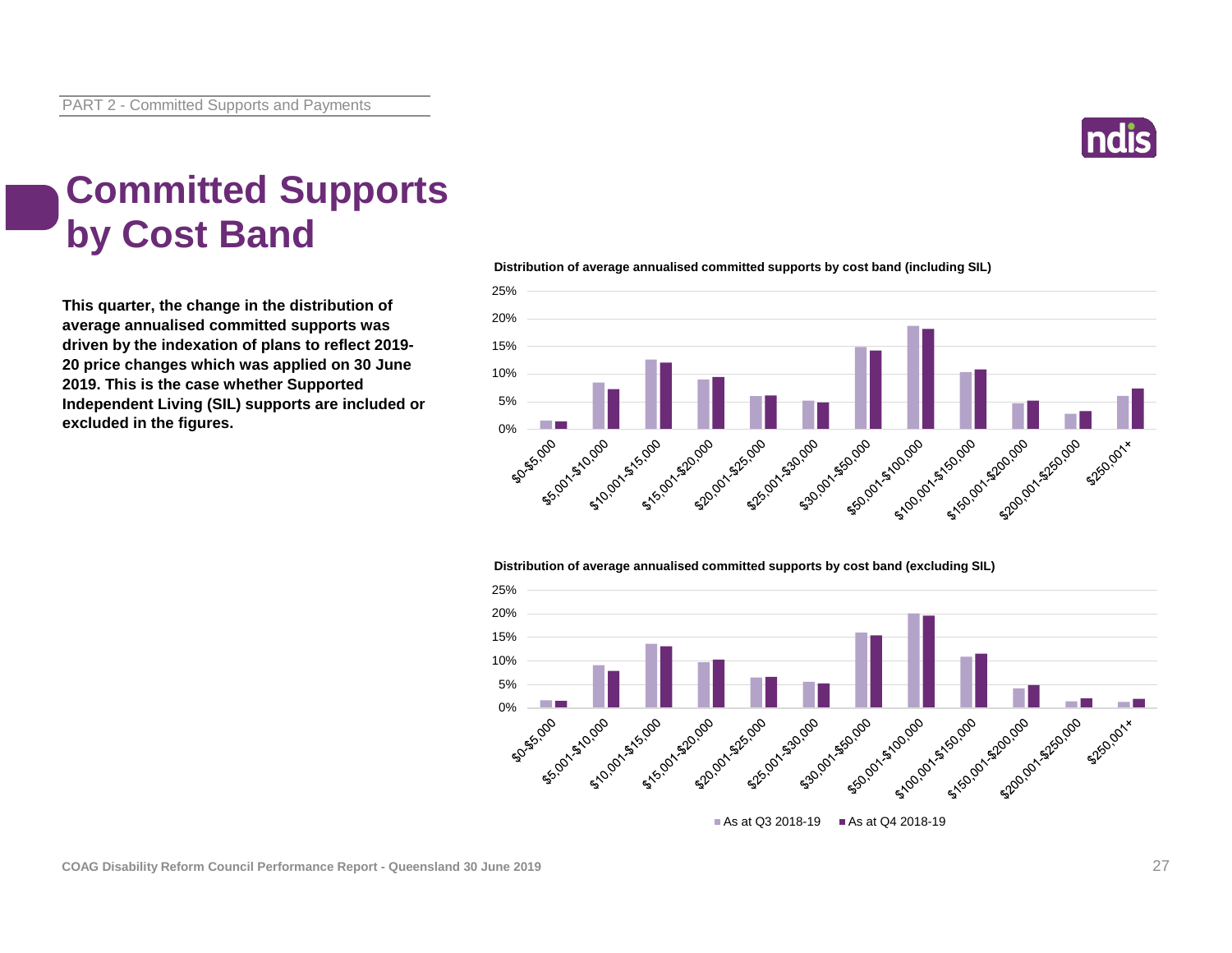# Committed Supports by Cost Band

**This quarter, the change in the distribution of average annualised committed supports was driven by the indexation of plans to reflect 2019-20 price changes which was applied on 30 June 2019. This is the case whether Supported Independent Living (SIL) supports are included or excluded in the figures.**

**Distribution of average annualised committed supports by cost band (including SIL)**

**Distribution of average annualised committed supports by cost band (excluding SIL)**

As at Q3 2018-19 · As at Q4 2018-19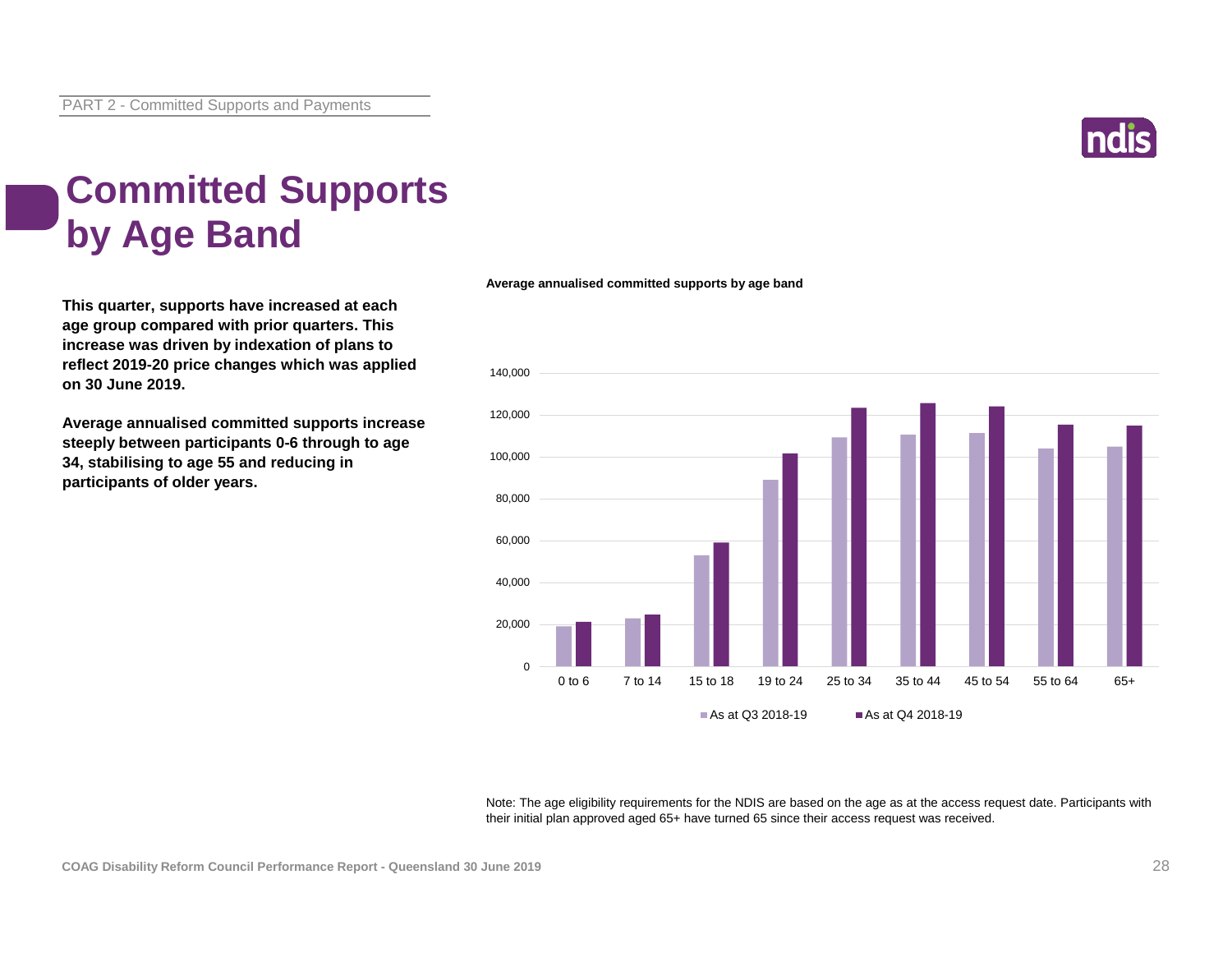# Committed Supports by Age Band

**This quarter, supports have increased at each age group compared with prior quarters. This increase was driven by indexation of plans to reflect 2019-20 price changes which was applied on 30 June 2019.**

**Average annualised committed supports increase steeply between participants 0-6 through to age 34, stabilising to age 55 and reducing in participants of older years.**

**Average annualised committed supports by age band**

Note: The age eligibility requirements for the NDIS are based on the age as at the access request date. Participants with their initial plan approved aged 65+ have turned 65 since their access request was received.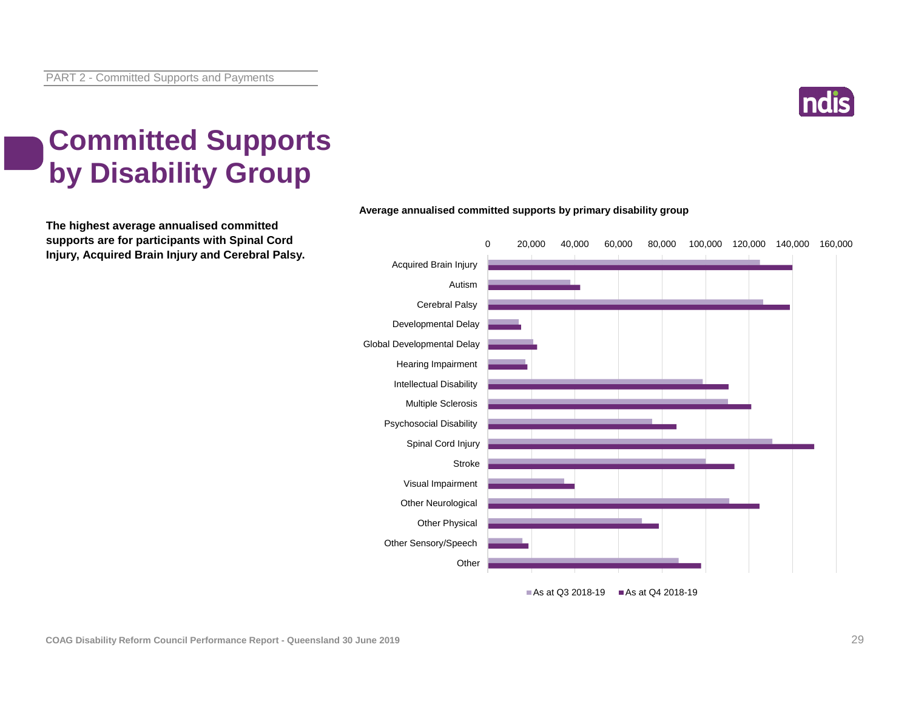# Committed Supports by Disability Group

**The highest average annualised committed supports are for participants with Spinal Cord Injury, Acquired Brain Injury and Cerebral Palsy.**

**Average annualised committed supports by primary disability group**

| Primary disability group | As at Q3 2018-19 | As at Q4 2018-19 |
|---|---|---|
| Acquired Brain Injury | | |
| Autism | | |
| Cerebral Palsy | | |
| Developmental Delay | | |
| Global Developmental Delay | | |
| Hearing Impairment | | |
| Intellectual Disability | | |
| Multiple Sclerosis | | |
| Psychosocial Disability | | |
| Spinal Cord Injury | | |
| Stroke | | |
| Visual Impairment | | |
| Other Neurological | | |
| Other Physical | | |
| Other Sensory/Speech | | |
| Other | | |

Axis: 0, 20,000, 40,000, 60,000, 80,000, 100,000, 120,000, 140,000, 160,000

■ As at Q3 2018-19 ■ As at Q4 2018-19

COAG Disability Reform Council Performance Report - Queensland 30 June 2019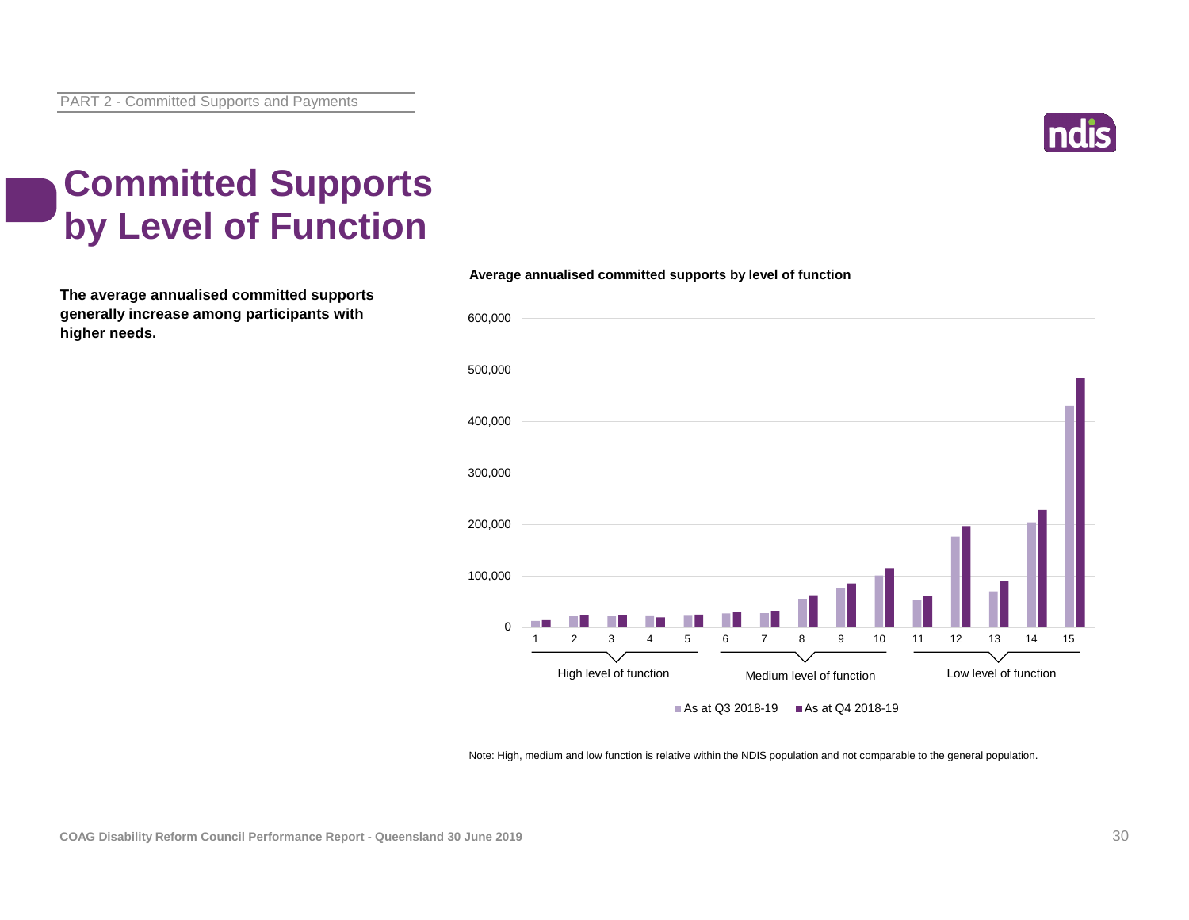# Committed Supports by Level of Function

**The average annualised committed supports generally increase among participants with higher needs.**

**Average annualised committed supports by level of function**

Note: High, medium and low function is relative within the NDIS population and not comparable to the general population.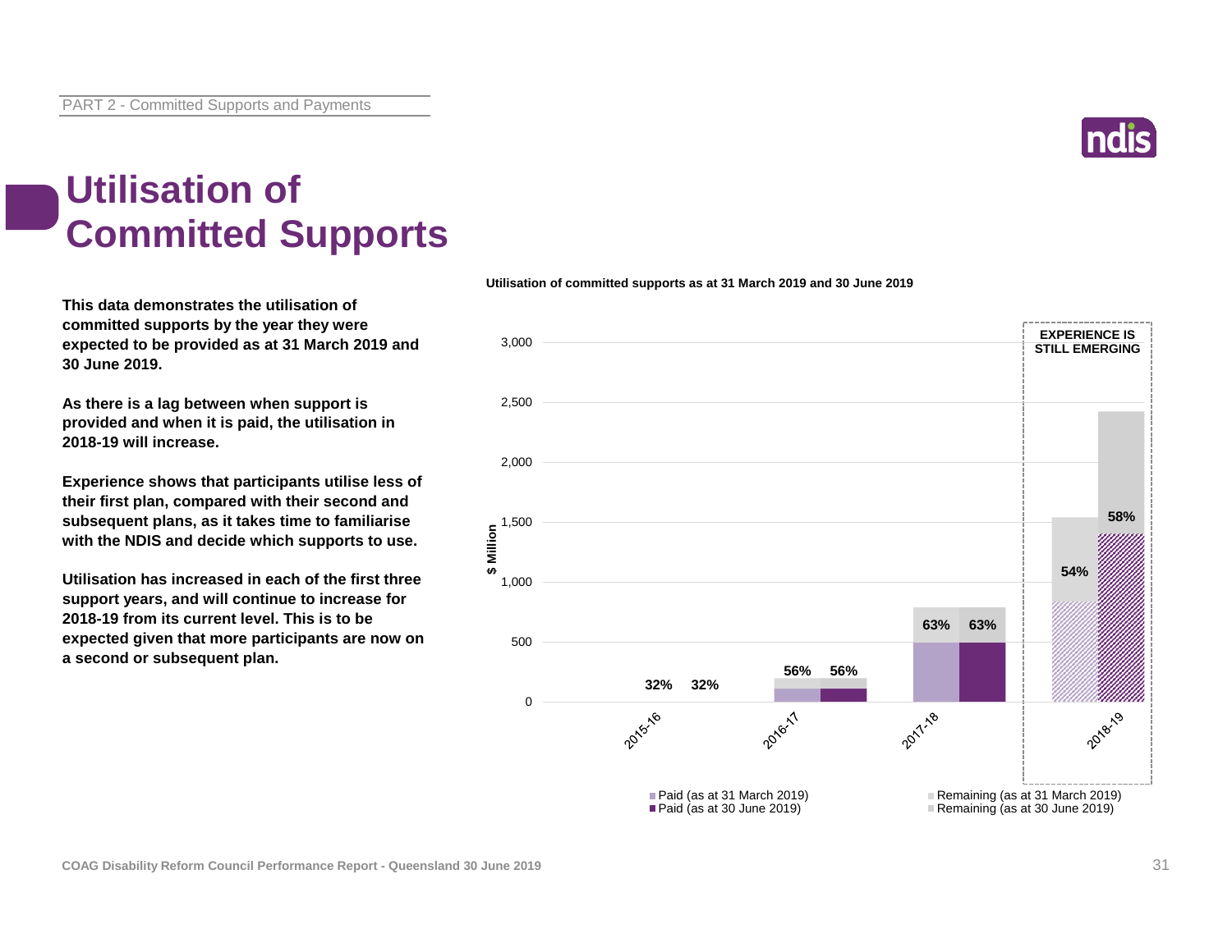# Utilisation of Committed Supports

**This data demonstrates the utilisation of committed supports by the year they were expected to be provided as at 31 March 2019 and 30 June 2019.**

**As there is a lag between when support is provided and when it is paid, the utilisation in 2018-19 will increase.**

**Experience shows that participants utilise less of their first plan, compared with their second and subsequent plans, as it takes time to familiarise with the NDIS and decide which supports to use.**

**Utilisation has increased in each of the first three support years, and will continue to increase for 2018-19 from its current level. This is to be expected given that more participants are now on a second or subsequent plan.**

**Utilisation of committed supports as at 31 March 2019 and 30 June 2019**

| Year | Utilisation (as at 31 March 2019) | Utilisation (as at 30 June 2019) |
|---|---|---|
| 2015-16 | 32% | 32% |
| 2016-17 | 56% | 56% |
| 2017-18 | 63% | 63% |
| 2018-19 | 54% | 58% |

EXPERIENCE IS STILL EMERGING (2018-19)

Legend: Paid (as at 31 March 2019); Paid (as at 30 June 2019); Remaining (as at 31 March 2019); Remaining (as at 30 June 2019)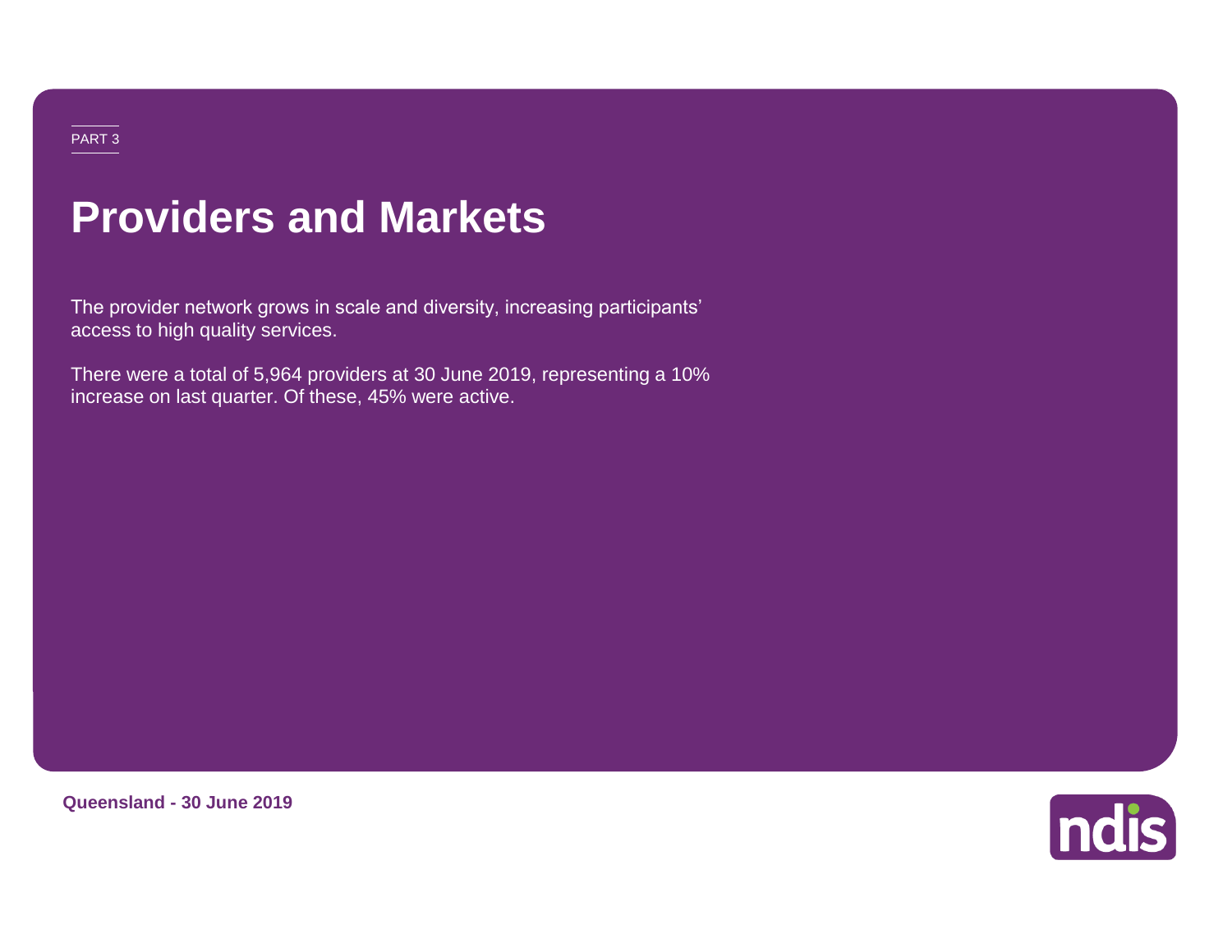PART 3

# Providers and Markets

The provider network grows in scale and diversity, increasing participants' access to high quality services.

There were a total of 5,964 providers at 30 June 2019, representing a 10% increase on last quarter. Of these, 45% were active.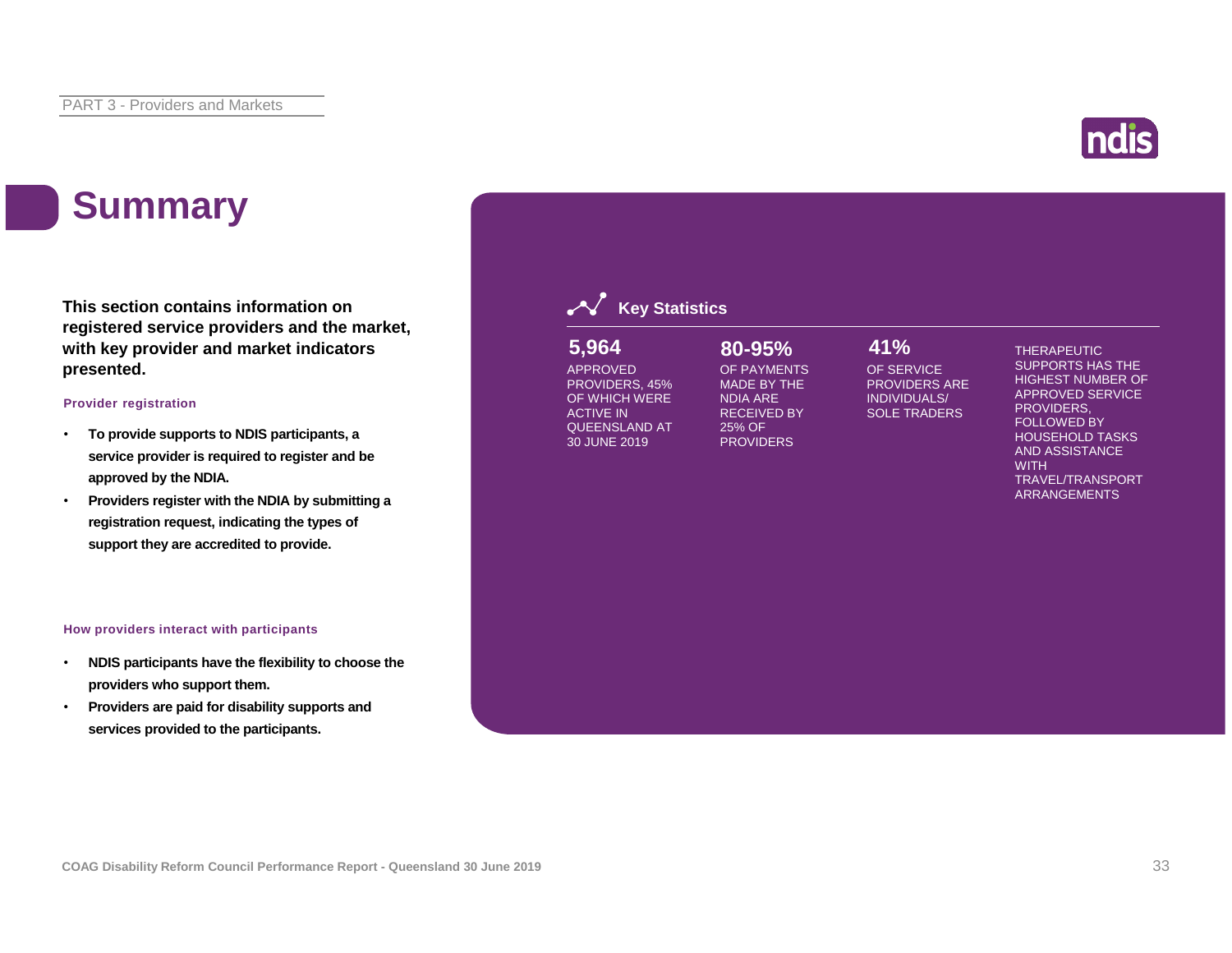# Summary

**This section contains information on registered service providers and the market, with key provider and market indicators presented.**

### Provider registration

- **To provide supports to NDIS participants, a service provider is required to register and be approved by the NDIA.**
- **Providers register with the NDIA by submitting a registration request, indicating the types of support they are accredited to provide.**

### How providers interact with participants

- **NDIS participants have the flexibility to choose the providers who support them.**
- **Providers are paid for disability supports and services provided to the participants.**

## Key Statistics

**5,964**
APPROVED PROVIDERS, 45% OF WHICH WERE ACTIVE IN QUEENSLAND AT 30 JUNE 2019

**80-95%**
OF PAYMENTS MADE BY THE NDIA ARE RECEIVED BY 25% OF PROVIDERS

**41%**
OF SERVICE PROVIDERS ARE INDIVIDUALS/ SOLE TRADERS

THERAPEUTIC SUPPORTS HAS THE HIGHEST NUMBER OF APPROVED SERVICE PROVIDERS, FOLLOWED BY HOUSEHOLD TASKS AND ASSISTANCE WITH TRAVEL/TRANSPORT ARRANGEMENTS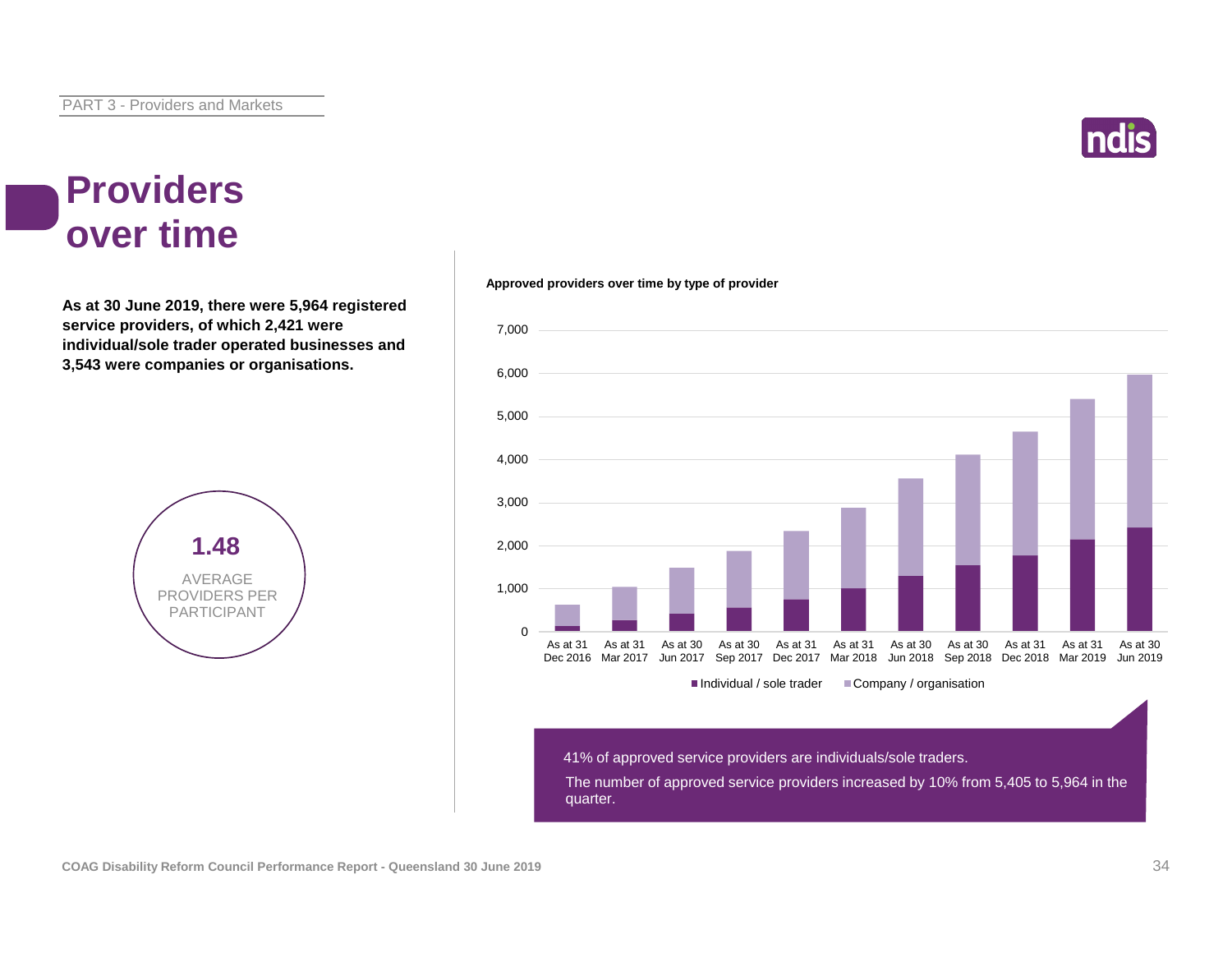# Providers over time

**As at 30 June 2019, there were 5,964 registered service providers, of which 2,421 were individual/sole trader operated businesses and 3,543 were companies or organisations.**

**1.48**

AVERAGE PROVIDERS PER PARTICIPANT

**Approved providers over time by type of provider**

Legend: Individual / sole trader; Company / organisation

Time points: As at 31 Dec 2016, As at 31 Mar 2017, As at 30 Jun 2017, As at 30 Sep 2017, As at 31 Dec 2017, As at 31 Mar 2018, As at 30 Jun 2018, As at 30 Sep 2018, As at 31 Dec 2018, As at 31 Mar 2019, As at 30 Jun 2019

41% of approved service providers are individuals/sole traders.

The number of approved service providers increased by 10% from 5,405 to 5,964 in the quarter.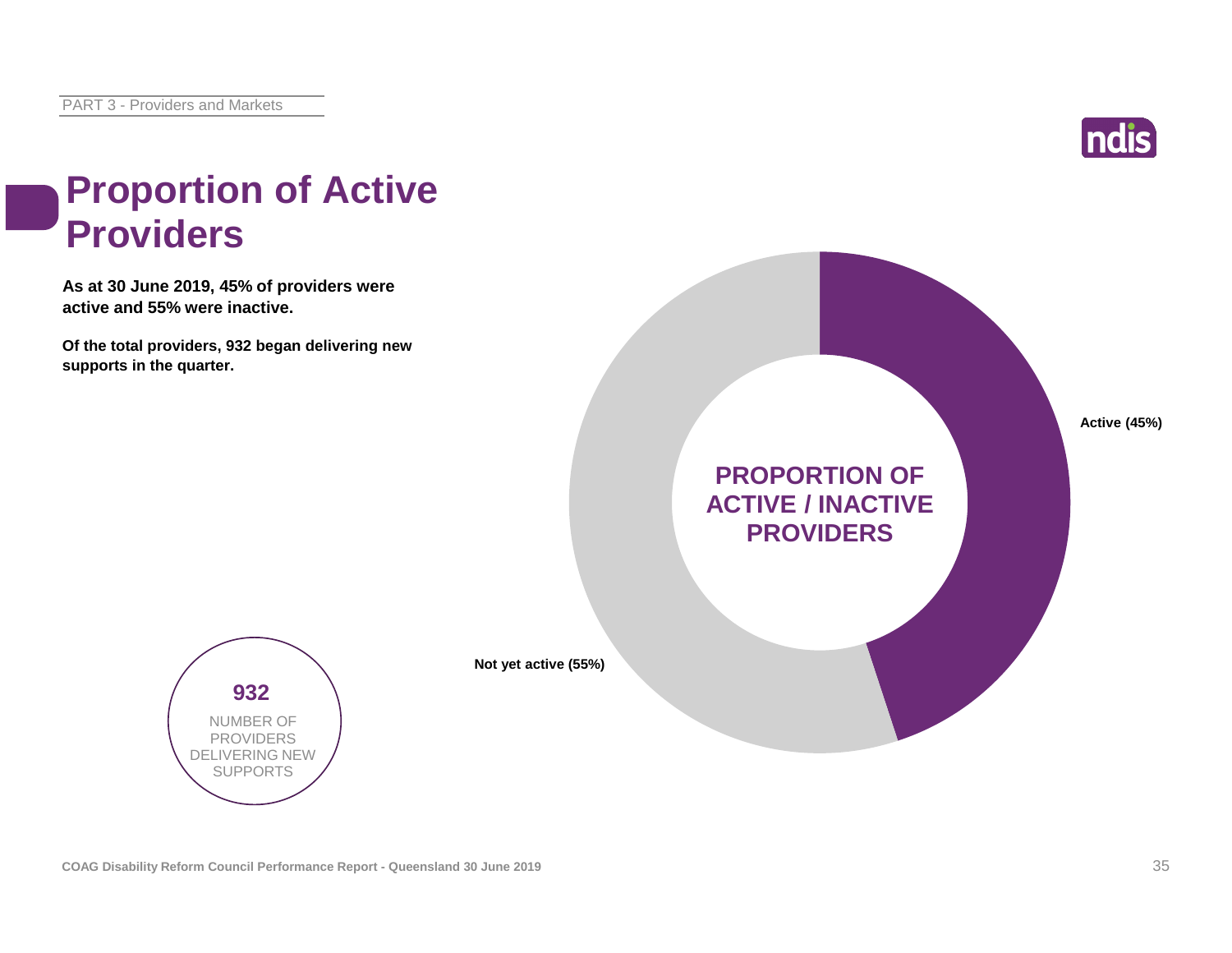# Proportion of Active Providers

**As at 30 June 2019, 45% of providers were active and 55% were inactive.**

**Of the total providers, 932 began delivering new supports in the quarter.**

**PROPORTION OF ACTIVE / INACTIVE PROVIDERS**

**Active (45%)**

**Not yet active (55%)**

**932**

NUMBER OF PROVIDERS DELIVERING NEW SUPPORTS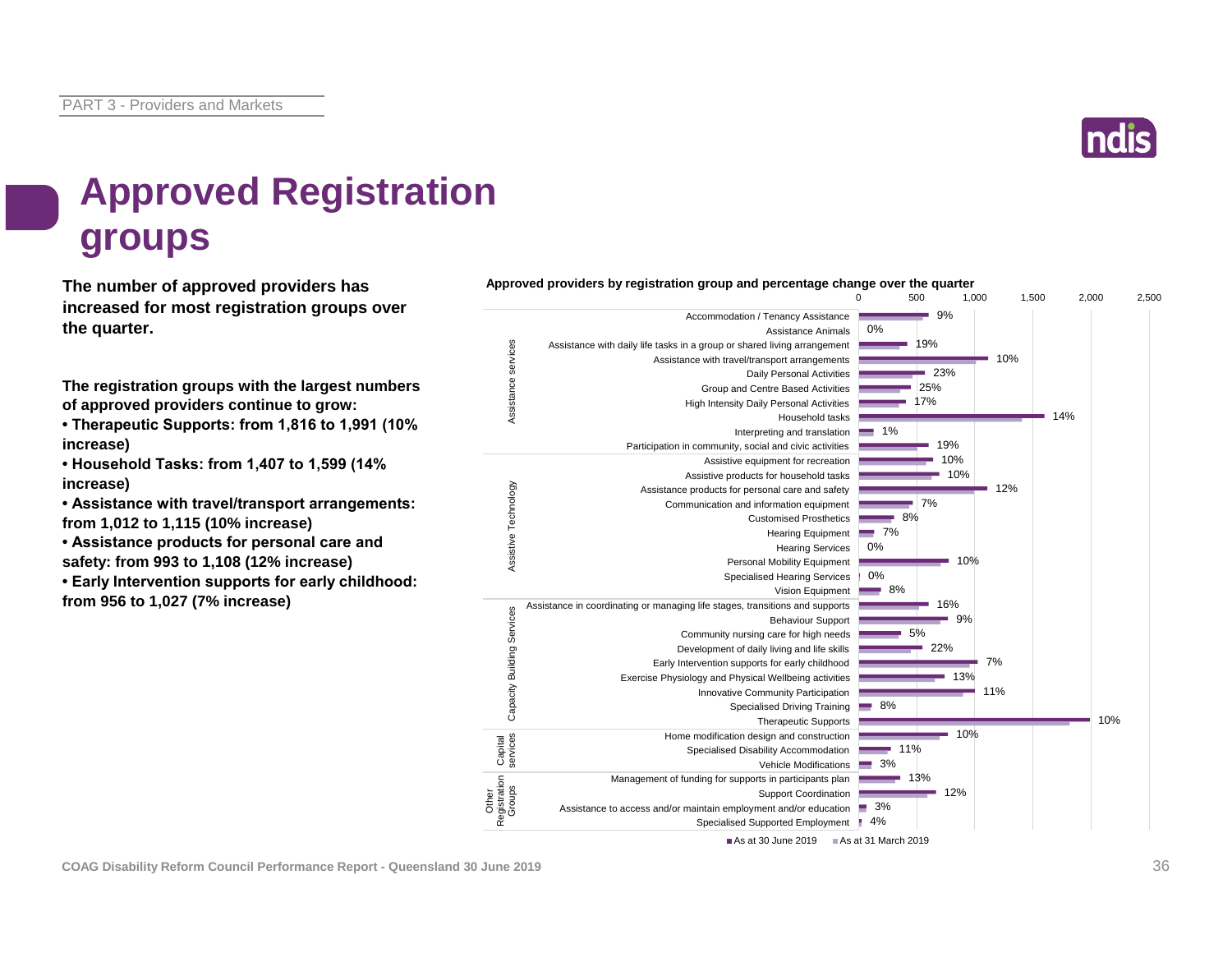# Approved Registration groups

**The number of approved providers has increased for most registration groups over the quarter.**

**The registration groups with the largest numbers of approved providers continue to grow:**

- **Therapeutic Supports: from 1,816 to 1,991 (10% increase)**
- **Household Tasks: from 1,407 to 1,599 (14% increase)**
- **Assistance with travel/transport arrangements: from 1,012 to 1,115 (10% increase)**
- **Assistance products for personal care and safety: from 993 to 1,108 (12% increase)**
- **Early Intervention supports for early childhood: from 956 to 1,027 (7% increase)**

**Approved providers by registration group and percentage change over the quarter**

| Category | Registration group | % change |
|---|---|---|
| Assistance services | Accommodation / Tenancy Assistance | 9% |
| | Assistance Animals | 0% |
| | Assistance with daily life tasks in a group or shared living arrangement | 19% |
| | Assistance with travel/transport arrangements | 10% |
| | Daily Personal Activities | 23% |
| | Group and Centre Based Activities | 25% |
| | High Intensity Daily Personal Activities | 17% |
| | Household tasks | 14% |
| | Interpreting and translation | 1% |
| | Participation in community, social and civic activities | 19% |
| Assistive Technology | Assistive equipment for recreation | 10% |
| | Assistive products for household tasks | 10% |
| | Assistance products for personal care and safety | 12% |
| | Communication and information equipment | 7% |
| | Customised Prosthetics | 8% |
| | Hearing Equipment | 7% |
| | Hearing Services | 0% |
| | Personal Mobility Equipment | 10% |
| | Specialised Hearing Services | 0% |
| | Vision Equipment | 8% |
| Capacity Building Services | Assistance in coordinating or managing life stages, transitions and supports | 16% |
| | Behaviour Support | 9% |
| | Community nursing care for high needs | 5% |
| | Development of daily living and life skills | 22% |
| | Early Intervention supports for early childhood | 7% |
| | Exercise Physiology and Physical Wellbeing activities | 13% |
| | Innovative Community Participation | 11% |
| | Specialised Driving Training | 8% |
| | Therapeutic Supports | 10% |
| Capital services | Home modification design and construction | 10% |
| | Specialised Disability Accommodation | 11% |
| | Vehicle Modifications | 3% |
| Other Registration Groups | Management of funding for supports in participants plan | 13% |
| | Support Coordination | 12% |
| | Assistance to access and/or maintain employment and/or education | 3% |
| | Specialised Supported Employment | 4% |

Legend: As at 30 June 2019; As at 31 March 2019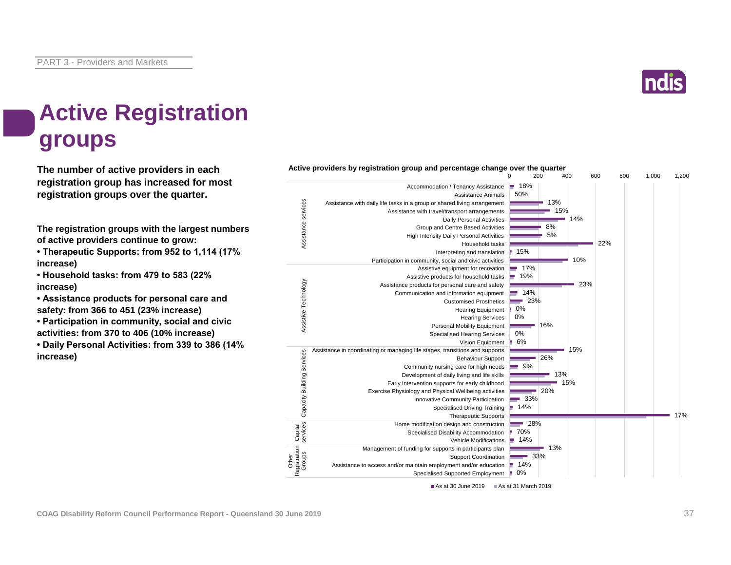# Active Registration groups

**The number of active providers in each registration group has increased for most registration groups over the quarter.**

**The registration groups with the largest numbers of active providers continue to grow:**

- **Therapeutic Supports: from 952 to 1,114 (17% increase)**
- **Household tasks: from 479 to 583 (22% increase)**
- **Assistance products for personal care and safety: from 366 to 451 (23% increase)**
- **Participation in community, social and civic activities: from 370 to 406 (10% increase)**
- **Daily Personal Activities: from 339 to 386 (14% increase)**

**Active providers by registration group and percentage change over the quarter**

| Category | Registration group | % change |
|---|---|---|
| Assistance services | Accommodation / Tenancy Assistance | 18% |
| | Assistance Animals | 50% |
| | Assistance with daily life tasks in a group or shared living arrangement | 13% |
| | Assistance with travel/transport arrangements | 15% |
| | Daily Personal Activities | 14% |
| | Group and Centre Based Activities | 8% |
| | High Intensity Daily Personal Activities | 5% |
| | Household tasks | 22% |
| | Interpreting and translation | 15% |
| | Participation in community, social and civic activities | 10% |
| Assistive Technology | Assistive equipment for recreation | 17% |
| | Assistive products for household tasks | 19% |
| | Assistance products for personal care and safety | 23% |
| | Communication and information equipment | 14% |
| | Customised Prosthetics | 23% |
| | Hearing Equipment | 0% |
| | Hearing Services | 0% |
| | Personal Mobility Equipment | 16% |
| | Specialised Hearing Services | 0% |
| | Vision Equipment | 6% |
| Capacity Building Services | Assistance in coordinating or managing life stages, transitions and supports | 15% |
| | Behaviour Support | 26% |
| | Community nursing care for high needs | 9% |
| | Development of daily living and life skills | 13% |
| | Early Intervention supports for early childhood | 15% |
| | Exercise Physiology and Physical Wellbeing activities | 20% |
| | Innovative Community Participation | 33% |
| | Specialised Driving Training | 14% |
| | Therapeutic Supports | 17% |
| Capital services | Home modification design and construction | 28% |
| | Specialised Disability Accommodation | 70% |
| | Vehicle Modifications | 14% |
| Other Registration Groups | Management of funding for supports in participants plan | 13% |
| | Support Coordination | 33% |
| | Assistance to access and/or maintain employment and/or education | 14% |
| | Specialised Supported Employment | 0% |

■ As at 30 June 2019 ■ As at 31 March 2019

COAG Disability Reform Council Performance Report - Queensland 30 June 2019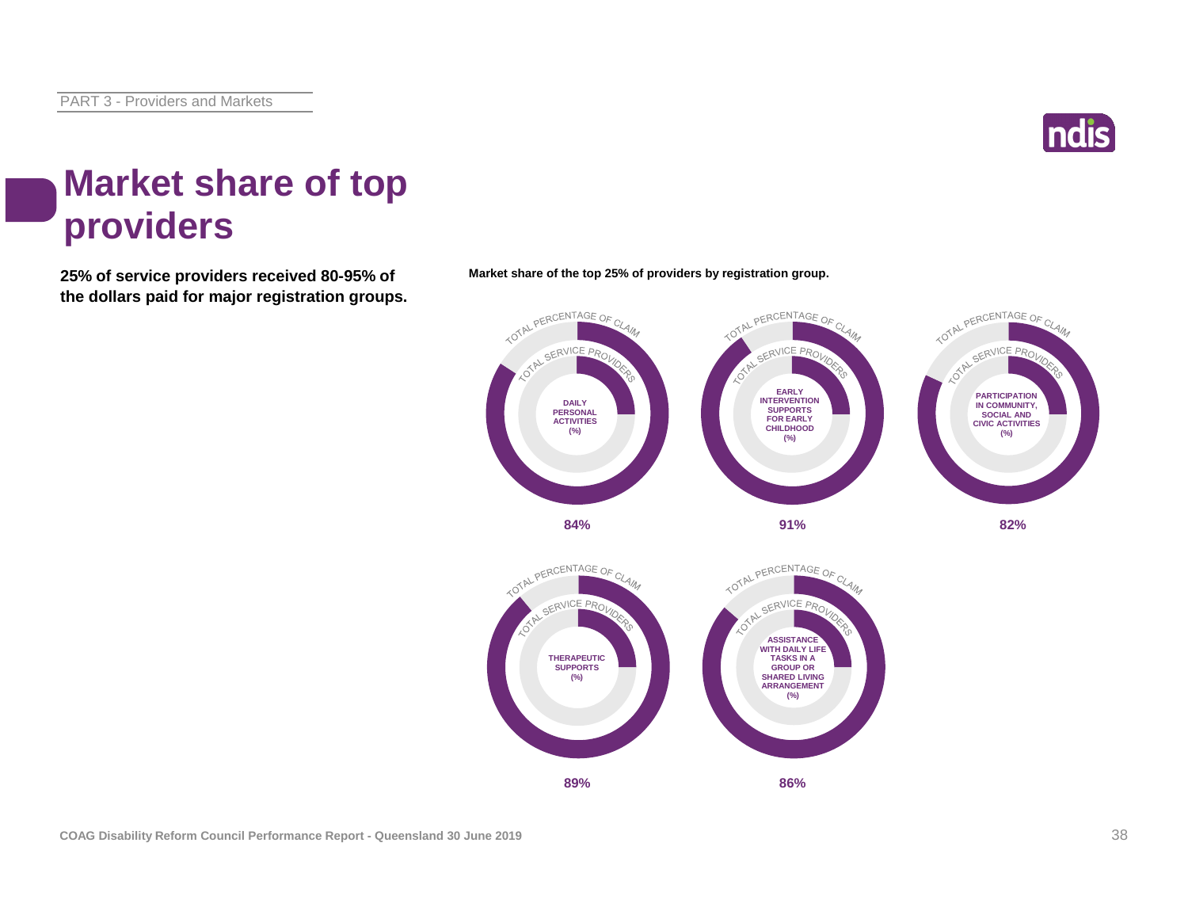# Market share of top providers

**25% of service providers received 80-95% of the dollars paid for major registration groups.**

**Market share of the top 25% of providers by registration group.**

| Registration group | Total percentage of claim (%) |
|---|---|
| Daily Personal Activities | 84% |
| Early Intervention Supports for Early Childhood | 91% |
| Participation in Community, Social and Civic Activities | 82% |
| Therapeutic Supports | 89% |
| Assistance with Daily Life Tasks in a Group or Shared Living Arrangement | 86% |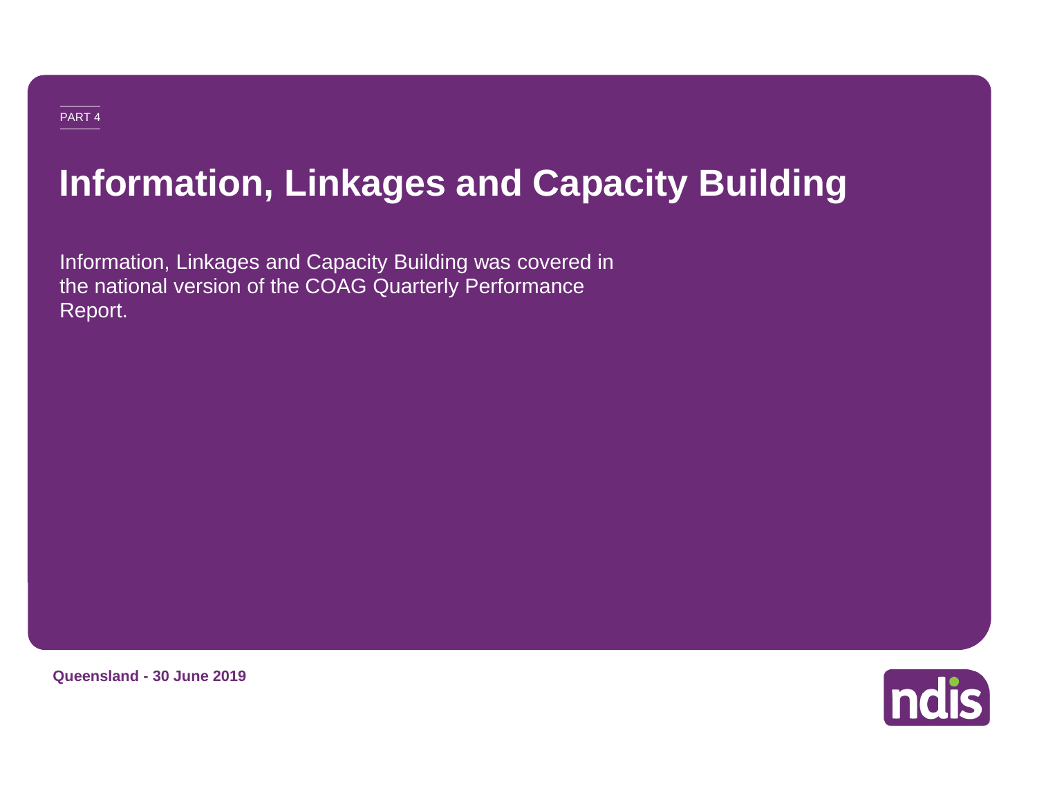PART 4

# Information, Linkages and Capacity Building

Information, Linkages and Capacity Building was covered in the national version of the COAG Quarterly Performance Report.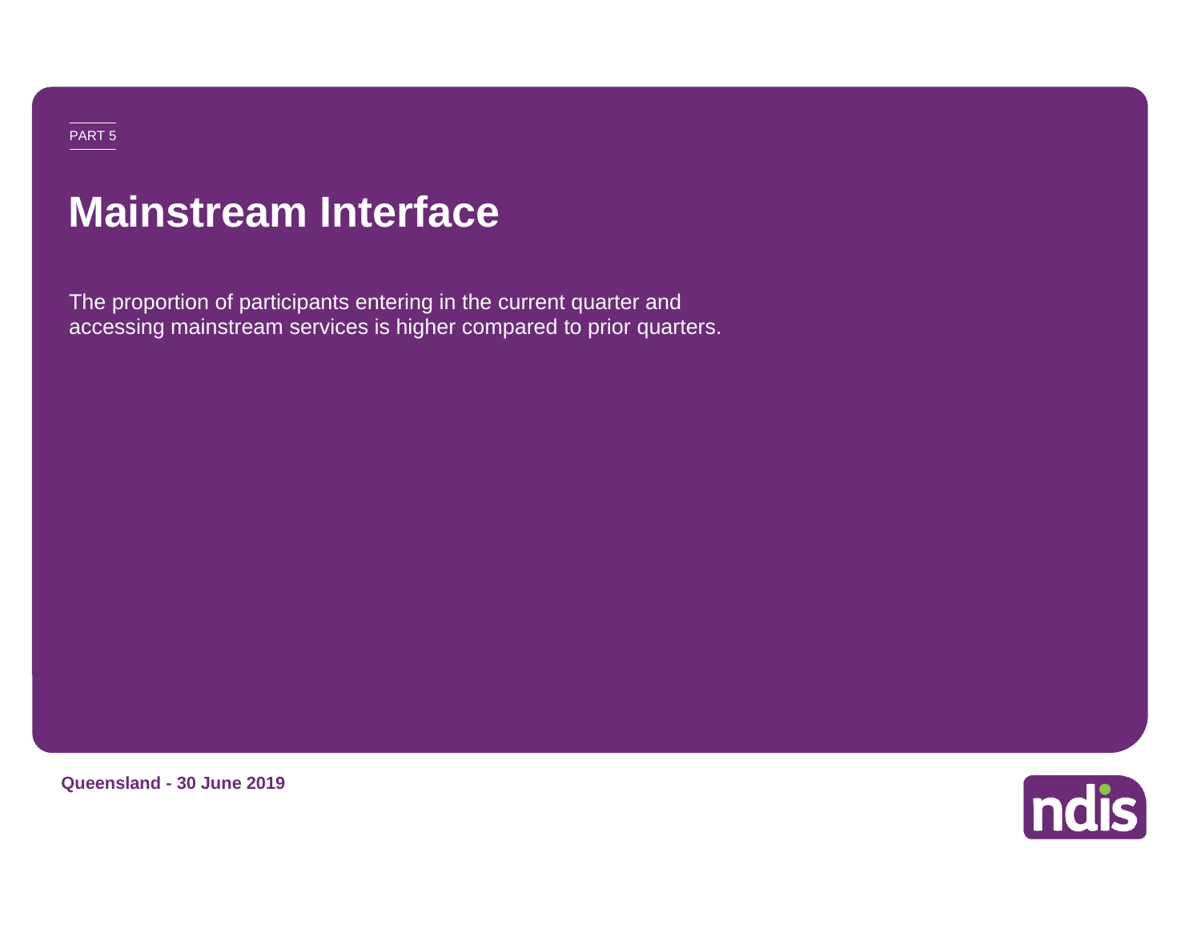PART 5

# Mainstream Interface

The proportion of participants entering in the current quarter and accessing mainstream services is higher compared to prior quarters.

**Queensland - 30 June 2019**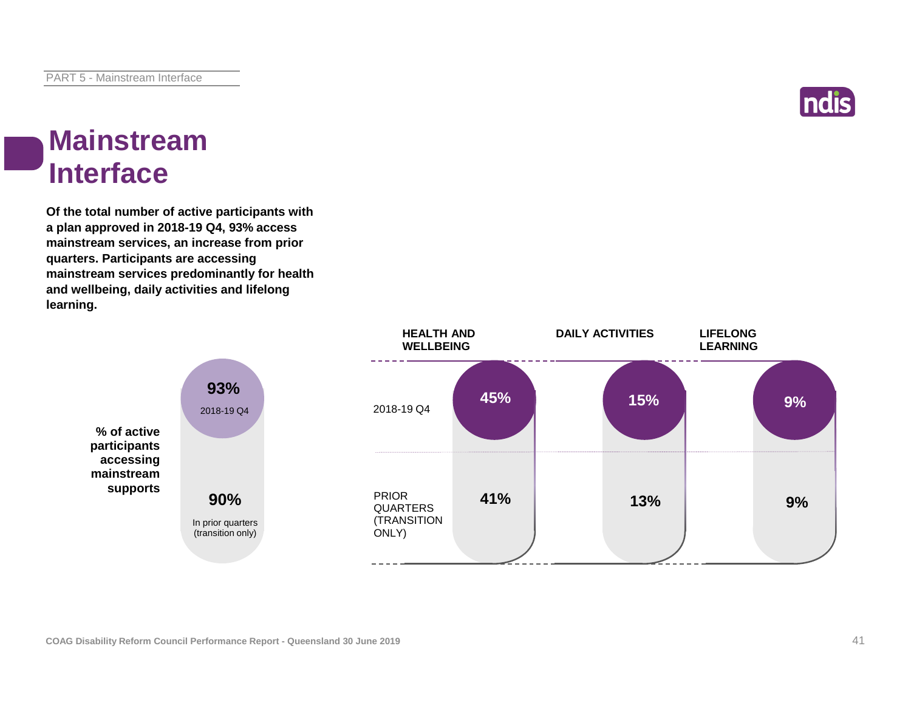# Mainstream Interface

**Of the total number of active participants with a plan approved in 2018-19 Q4, 93% access mainstream services, an increase from prior quarters. Participants are accessing mainstream services predominantly for health and wellbeing, daily activities and lifelong learning.**

**% of active participants accessing mainstream supports**

| | % |
|---|---|
| 2018-19 Q4 | 93% |
| In prior quarters (transition only) | 90% |

| | HEALTH AND WELLBEING | DAILY ACTIVITIES | LIFELONG LEARNING |
|---|---|---|---|
| 2018-19 Q4 | 45% | 15% | 9% |
| PRIOR QUARTERS (TRANSITION ONLY) | 41% | 13% | 9% |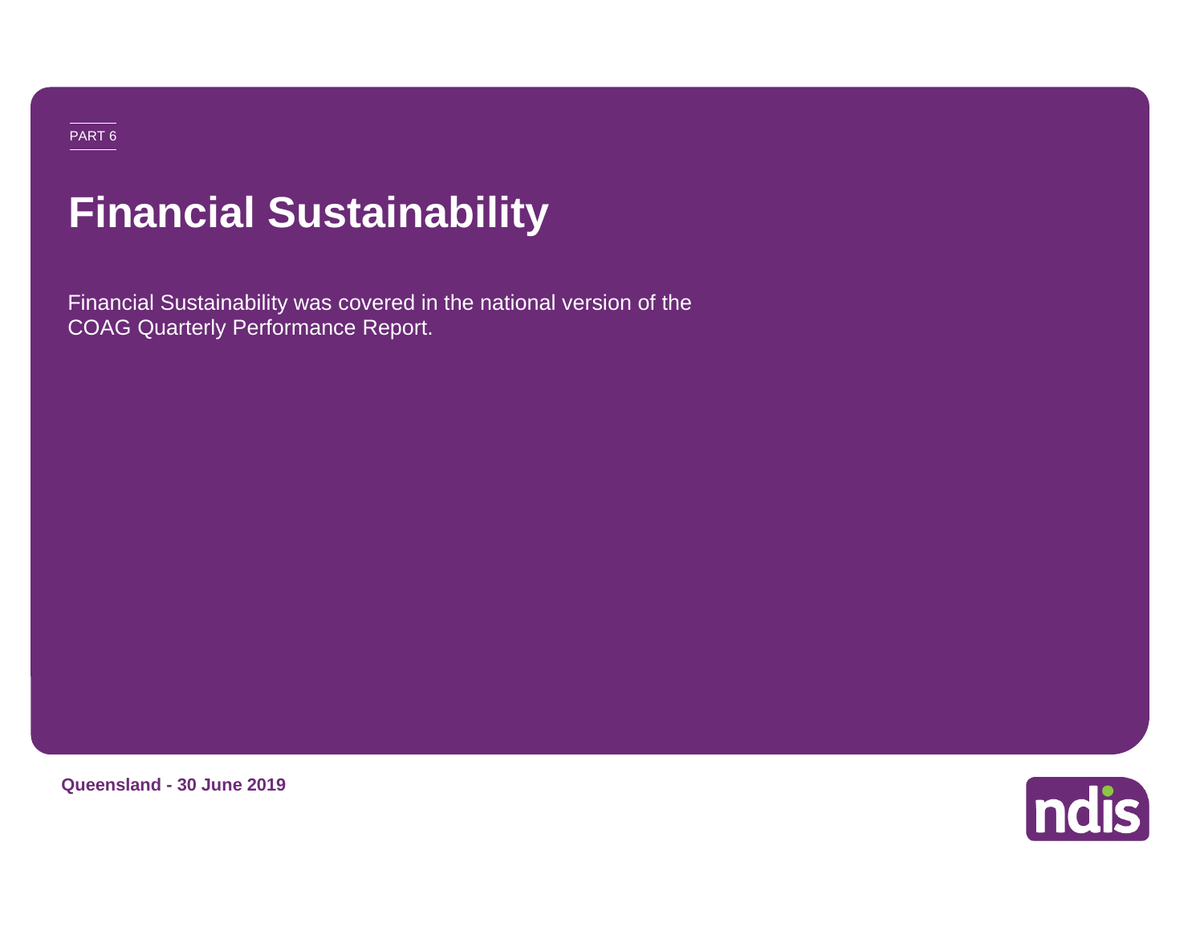PART 6

# Financial Sustainability

Financial Sustainability was covered in the national version of the COAG Quarterly Performance Report.

**Queensland - 30 June 2019**